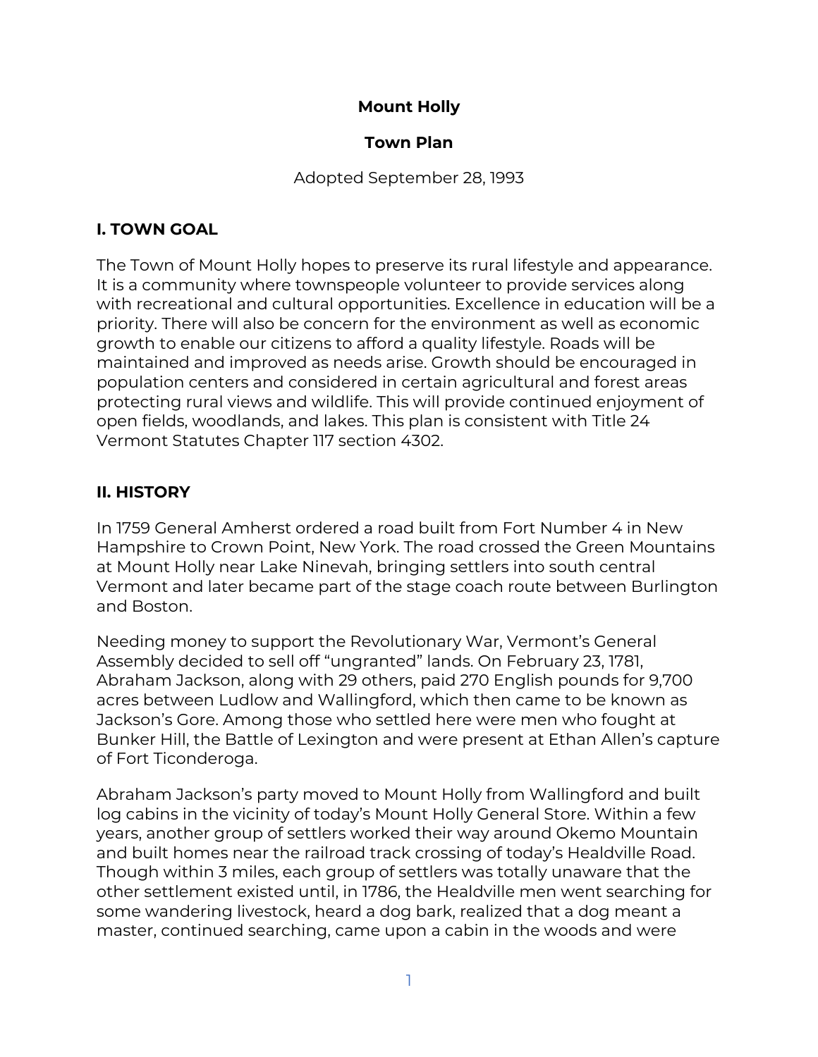# Mount Holly

## Town Plan

Adopted September 28, 1993

## I. TOWN GOAL

The Town of Mount Holly hopes to preserve its rural lifestyle and appearance. It is a community where townspeople volunteer to provide services along with recreational and cultural opportunities. Excellence in education will be a priority. There will also be concern for the environment as well as economic growth to enable our citizens to afford a quality lifestyle. Roads will be maintained and improved as needs arise. Growth should be encouraged in population centers and considered in certain agricultural and forest areas protecting rural views and wildlife. This will provide continued enjoyment of open fields, woodlands, and lakes. This plan is consistent with Title 24 Vermont Statutes Chapter 117 section 4302.

## II. HISTORY

In 1759 General Amherst ordered a road built from Fort Number 4 in New Hampshire to Crown Point, New York. The road crossed the Green Mountains at Mount Holly near Lake Ninevah, bringing settlers into south central Vermont and later became part of the stage coach route between Burlington and Boston.

Needing money to support the Revolutionary War, Vermont's General Assembly decided to sell off "ungranted" lands. On February 23, 1781, Abraham Jackson, along with 29 others, paid 270 English pounds for 9,700 acres between Ludlow and Wallingford, which then came to be known as Jackson's Gore. Among those who settled here were men who fought at Bunker Hill, the Battle of Lexington and were present at Ethan Allen's capture of Fort Ticonderoga.

Abraham Jackson's party moved to Mount Holly from Wallingford and built log cabins in the vicinity of today's Mount Holly General Store. Within a few years, another group of settlers worked their way around Okemo Mountain and built homes near the railroad track crossing of today's Healdville Road. Though within 3 miles, each group of settlers was totally unaware that the other settlement existed until, in 1786, the Healdville men went searching for some wandering livestock, heard a dog bark, realized that a dog meant a master, continued searching, came upon a cabin in the woods and were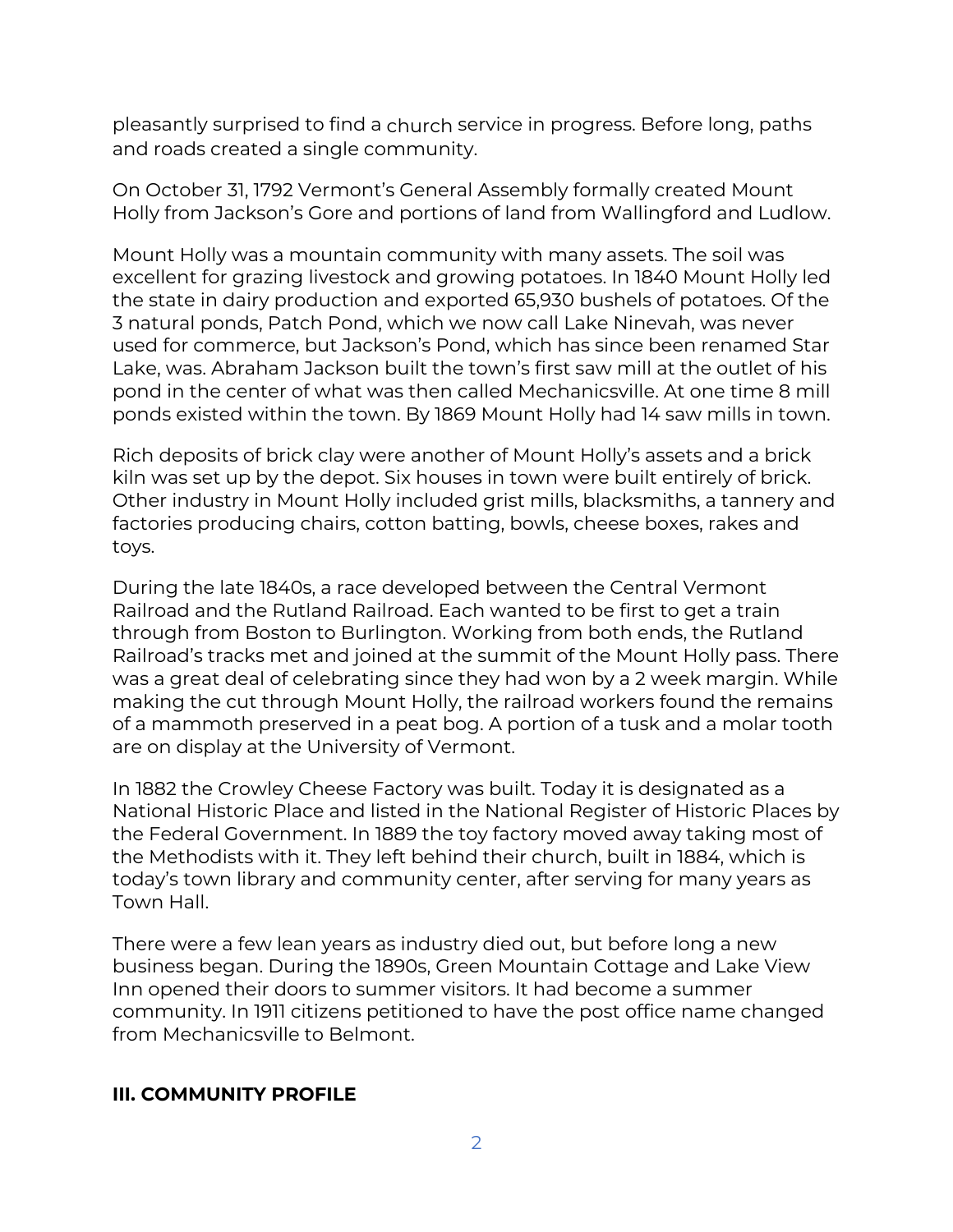pleasantly surprised to find a church service in progress. Before long, paths and roads created a single community.

On October 31, 1792 Vermont's General Assembly formally created Mount Holly from Jackson's Gore and portions of land from Wallingford and Ludlow.

Mount Holly was a mountain community with many assets. The soil was excellent for grazing livestock and growing potatoes. In 1840 Mount Holly led the state in dairy production and exported 65,930 bushels of potatoes. Of the 3 natural ponds, Patch Pond, which we now call Lake Ninevah, was never used for commerce, but Jackson's Pond, which has since been renamed Star Lake, was. Abraham Jackson built the town's first saw mill at the outlet of his pond in the center of what was then called Mechanicsville. At one time 8 mill ponds existed within the town. By 1869 Mount Holly had 14 saw mills in town.

Rich deposits of brick clay were another of Mount Holly's assets and a brick kiln was set up by the depot. Six houses in town were built entirely of brick. Other industry in Mount Holly included grist mills, blacksmiths, a tannery and factories producing chairs, cotton batting, bowls, cheese boxes, rakes and toys.

During the late 1840s, a race developed between the Central Vermont Railroad and the Rutland Railroad. Each wanted to be first to get a train through from Boston to Burlington. Working from both ends, the Rutland Railroad's tracks met and joined at the summit of the Mount Holly pass. There was a great deal of celebrating since they had won by a 2 week margin. While making the cut through Mount Holly, the railroad workers found the remains of a mammoth preserved in a peat bog. A portion of a tusk and a molar tooth are on display at the University of Vermont.

In 1882 the Crowley Cheese Factory was built. Today it is designated as a National Historic Place and listed in the National Register of Historic Places by the Federal Government. In 1889 the toy factory moved away taking most of the Methodists with it. They left behind their church, built in 1884, which is today's town library and community center, after serving for many years as Town Hall.

There were a few lean years as industry died out, but before long a new business began. During the 1890s, Green Mountain Cottage and Lake View Inn opened their doors to summer visitors. It had become a summer community. In 1911 citizens petitioned to have the post office name changed from Mechanicsville to Belmont.

## III. COMMUNITY PROFILE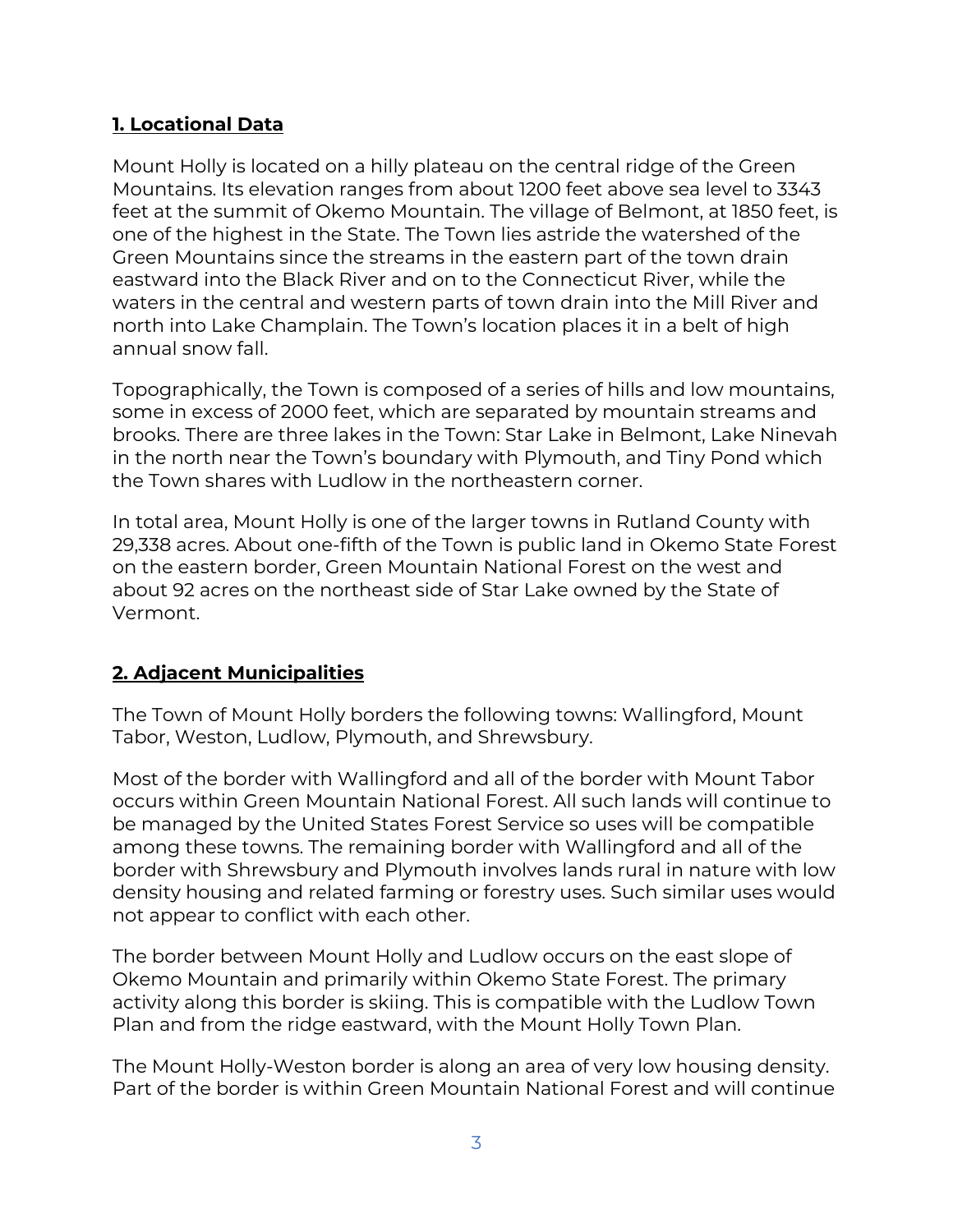## 1. Locational Data

Mount Holly is located on a hilly plateau on the central ridge of the Green Mountains. Its elevation ranges from about 1200 feet above sea level to 3343 feet at the summit of Okemo Mountain. The village of Belmont, at 1850 feet, is one of the highest in the State. The Town lies astride the watershed of the Green Mountains since the streams in the eastern part of the town drain eastward into the Black River and on to the Connecticut River, while the waters in the central and western parts of town drain into the Mill River and north into Lake Champlain. The Town's location places it in a belt of high annual snow fall.

Topographically, the Town is composed of a series of hills and low mountains, some in excess of 2000 feet, which are separated by mountain streams and brooks. There are three lakes in the Town: Star Lake in Belmont, Lake Ninevah in the north near the Town's boundary with Plymouth, and Tiny Pond which the Town shares with Ludlow in the northeastern corner.

In total area, Mount Holly is one of the larger towns in Rutland County with 29,338 acres. About one-fifth of the Town is public land in Okemo State Forest on the eastern border, Green Mountain National Forest on the west and about 92 acres on the northeast side of Star Lake owned by the State of Vermont.

## 2. Adjacent Municipalities

The Town of Mount Holly borders the following towns: Wallingford, Mount Tabor, Weston, Ludlow, Plymouth, and Shrewsbury.

Most of the border with Wallingford and all of the border with Mount Tabor occurs within Green Mountain National Forest. All such lands will continue to be managed by the United States Forest Service so uses will be compatible among these towns. The remaining border with Wallingford and all of the border with Shrewsbury and Plymouth involves lands rural in nature with low density housing and related farming or forestry uses. Such similar uses would not appear to conflict with each other.

The border between Mount Holly and Ludlow occurs on the east slope of Okemo Mountain and primarily within Okemo State Forest. The primary activity along this border is skiing. This is compatible with the Ludlow Town Plan and from the ridge eastward, with the Mount Holly Town Plan.

The Mount Holly-Weston border is along an area of very low housing density. Part of the border is within Green Mountain National Forest and will continue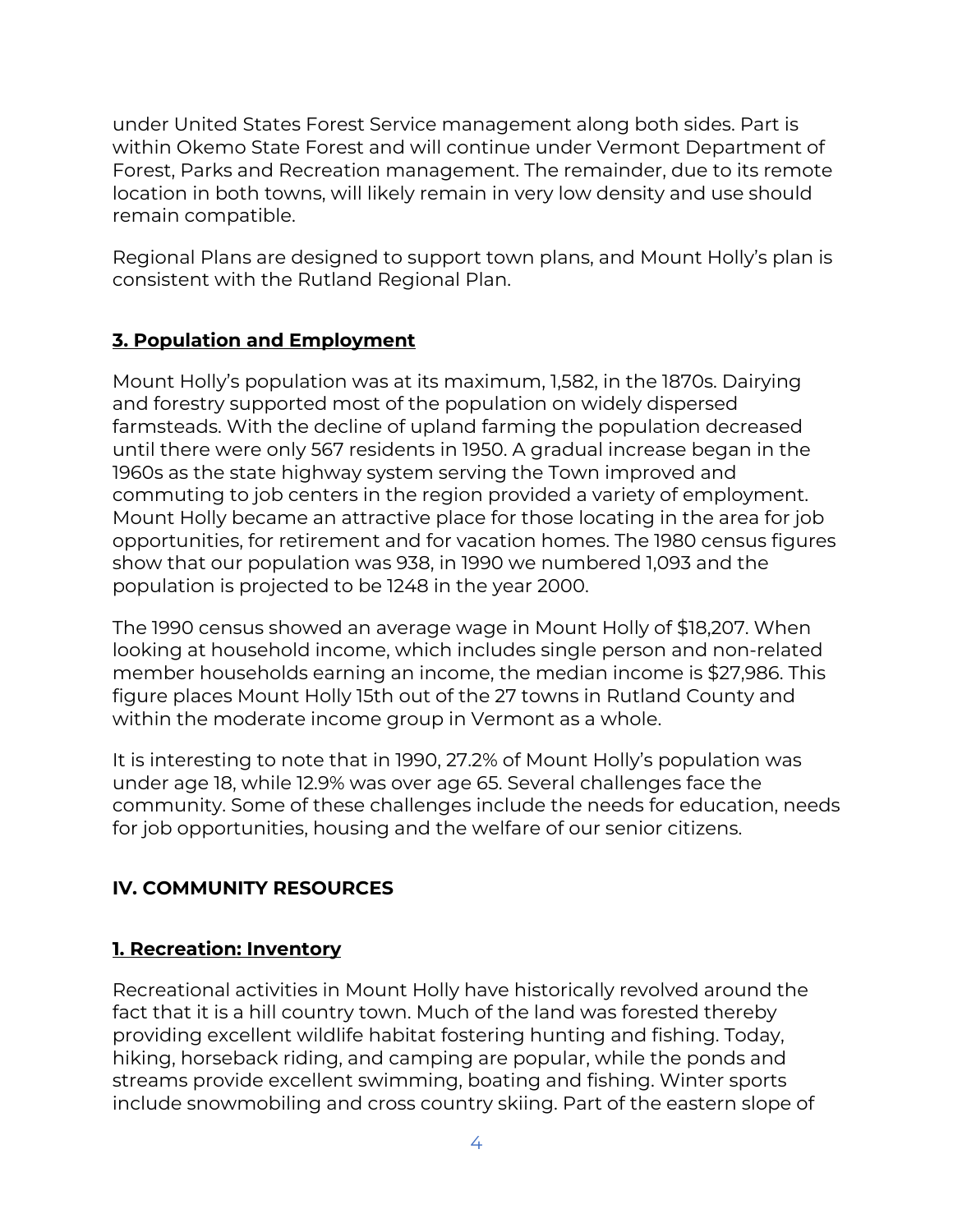under United States Forest Service management along both sides. Part is within Okemo State Forest and will continue under Vermont Department of Forest, Parks and Recreation management. The remainder, due to its remote location in both towns, will likely remain in very low density and use should remain compatible.

Regional Plans are designed to support town plans, and Mount Holly's plan is consistent with the Rutland Regional Plan.

### 3. Population and Employment

Mount Holly's population was at its maximum, 1,582, in the 1870s. Dairying and forestry supported most of the population on widely dispersed farmsteads. With the decline of upland farming the population decreased until there were only 567 residents in 1950. A gradual increase began in the 1960s as the state highway system serving the Town improved and commuting to job centers in the region provided a variety of employment. Mount Holly became an attractive place for those locating in the area for job opportunities, for retirement and for vacation homes. The 1980 census figures show that our population was 938, in 1990 we numbered 1,093 and the population is projected to be 1248 in the year 2000.

The 1990 census showed an average wage in Mount Holly of $18,207. When looking at household income, which includes single person and non-related member households earning an income, the median income is $27,986. This figure places Mount Holly 15th out of the 27 towns in Rutland County and within the moderate income group in Vermont as a whole.

It is interesting to note that in 1990, 27.2% of Mount Holly's population was under age 18, while 12.9% was over age 65. Several challenges face the community. Some of these challenges include the needs for education, needs for job opportunities, housing and the welfare of our senior citizens.

## IV. COMMUNITY RESOURCES

### 1. Recreation: Inventory

Recreational activities in Mount Holly have historically revolved around the fact that it is a hill country town. Much of the land was forested thereby providing excellent wildlife habitat fostering hunting and fishing. Today, hiking, horseback riding, and camping are popular, while the ponds and streams provide excellent swimming, boating and fishing. Winter sports include snowmobiling and cross country skiing. Part of the eastern slope of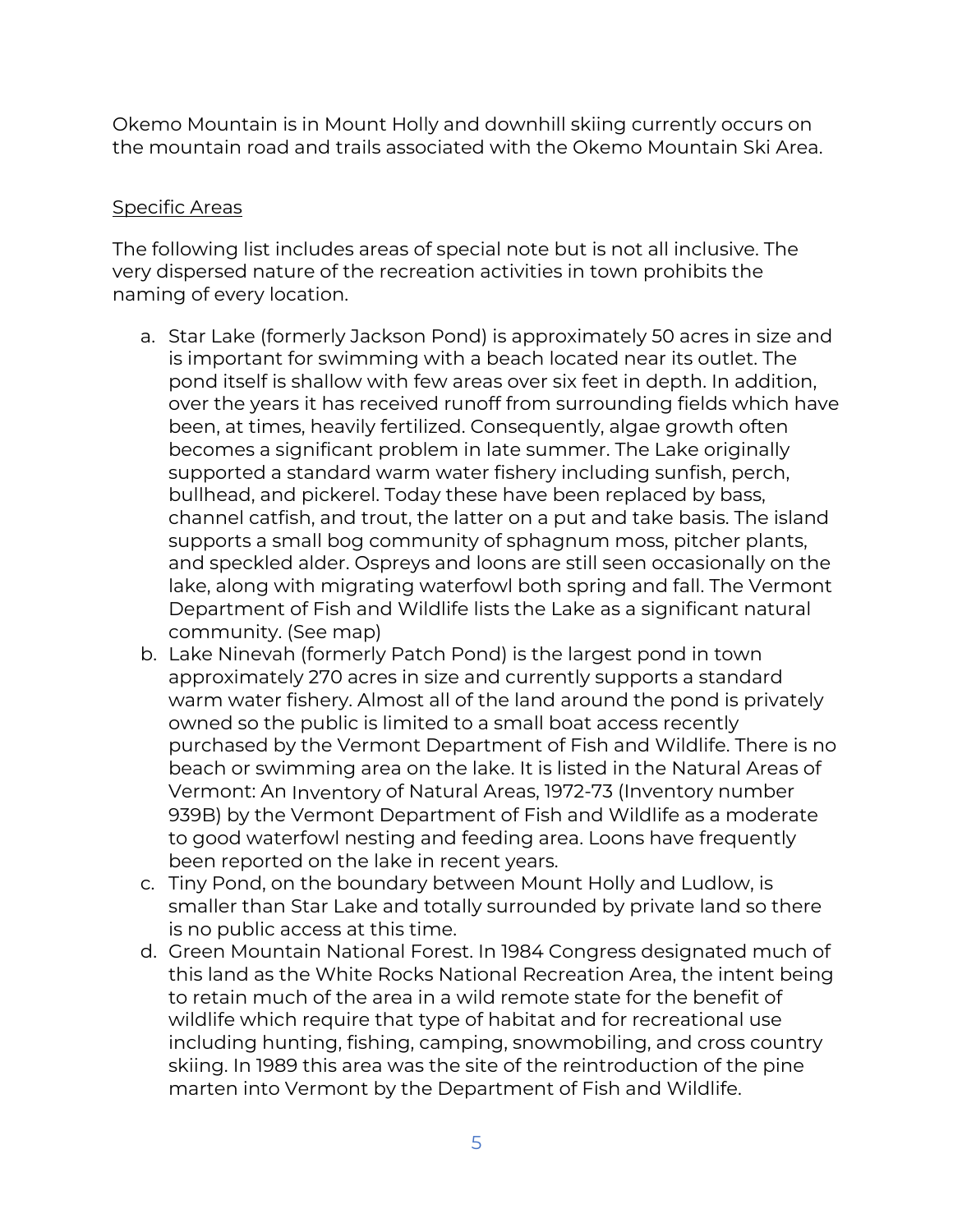Okemo Mountain is in Mount Holly and downhill skiing currently occurs on the mountain road and trails associated with the Okemo Mountain Ski Area.

<u>Specific Areas</u>

The following list includes areas of special note but is not all inclusive. The very dispersed nature of the recreation activities in town prohibits the naming of every location.

a. Star Lake (formerly Jackson Pond) is approximately 50 acres in size and is important for swimming with a beach located near its outlet. The pond itself is shallow with few areas over six feet in depth. In addition, over the years it has received runoff from surrounding fields which have been, at times, heavily fertilized. Consequently, algae growth often becomes a significant problem in late summer. The Lake originally supported a standard warm water fishery including sunfish, perch, bullhead, and pickerel. Today these have been replaced by bass, channel catfish, and trout, the latter on a put and take basis. The island supports a small bog community of sphagnum moss, pitcher plants, and speckled alder. Ospreys and loons are still seen occasionally on the lake, along with migrating waterfowl both spring and fall. The Vermont Department of Fish and Wildlife lists the Lake as a significant natural community. (See map)
b. Lake Ninevah (formerly Patch Pond) is the largest pond in town approximately 270 acres in size and currently supports a standard warm water fishery. Almost all of the land around the pond is privately owned so the public is limited to a small boat access recently purchased by the Vermont Department of Fish and Wildlife. There is no beach or swimming area on the lake. It is listed in the Natural Areas of Vermont: An Inventory of Natural Areas, 1972-73 (Inventory number 939B) by the Vermont Department of Fish and Wildlife as a moderate to good waterfowl nesting and feeding area. Loons have frequently been reported on the lake in recent years.
c. Tiny Pond, on the boundary between Mount Holly and Ludlow, is smaller than Star Lake and totally surrounded by private land so there is no public access at this time.
d. Green Mountain National Forest. In 1984 Congress designated much of this land as the White Rocks National Recreation Area, the intent being to retain much of the area in a wild remote state for the benefit of wildlife which require that type of habitat and for recreational use including hunting, fishing, camping, snowmobiling, and cross country skiing. In 1989 this area was the site of the reintroduction of the pine marten into Vermont by the Department of Fish and Wildlife.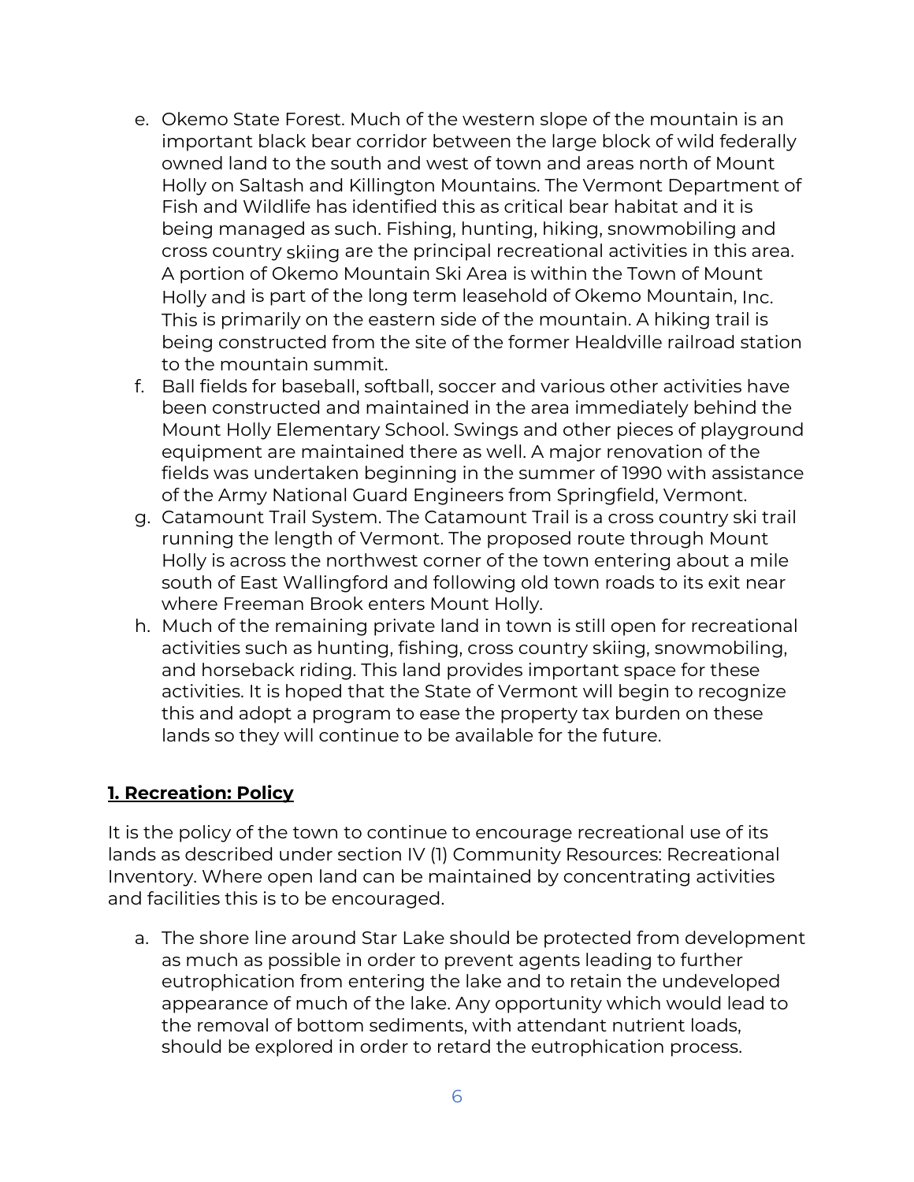e. Okemo State Forest. Much of the western slope of the mountain is an important black bear corridor between the large block of wild federally owned land to the south and west of town and areas north of Mount Holly on Saltash and Killington Mountains. The Vermont Department of Fish and Wildlife has identified this as critical bear habitat and it is being managed as such. Fishing, hunting, hiking, snowmobiling and cross country skiing are the principal recreational activities in this area. A portion of Okemo Mountain Ski Area is within the Town of Mount Holly and is part of the long term leasehold of Okemo Mountain, Inc. This is primarily on the eastern side of the mountain. A hiking trail is being constructed from the site of the former Healdville railroad station to the mountain summit.
f. Ball fields for baseball, softball, soccer and various other activities have been constructed and maintained in the area immediately behind the Mount Holly Elementary School. Swings and other pieces of playground equipment are maintained there as well. A major renovation of the fields was undertaken beginning in the summer of 1990 with assistance of the Army National Guard Engineers from Springfield, Vermont.
g. Catamount Trail System. The Catamount Trail is a cross country ski trail running the length of Vermont. The proposed route through Mount Holly is across the northwest corner of the town entering about a mile south of East Wallingford and following old town roads to its exit near where Freeman Brook enters Mount Holly.
h. Much of the remaining private land in town is still open for recreational activities such as hunting, fishing, cross country skiing, snowmobiling, and horseback riding. This land provides important space for these activities. It is hoped that the State of Vermont will begin to recognize this and adopt a program to ease the property tax burden on these lands so they will continue to be available for the future.

## **1. Recreation: Policy**

It is the policy of the town to continue to encourage recreational use of its lands as described under section IV (1) Community Resources: Recreational Inventory. Where open land can be maintained by concentrating activities and facilities this is to be encouraged.

a. The shore line around Star Lake should be protected from development as much as possible in order to prevent agents leading to further eutrophication from entering the lake and to retain the undeveloped appearance of much of the lake. Any opportunity which would lead to the removal of bottom sediments, with attendant nutrient loads, should be explored in order to retard the eutrophication process.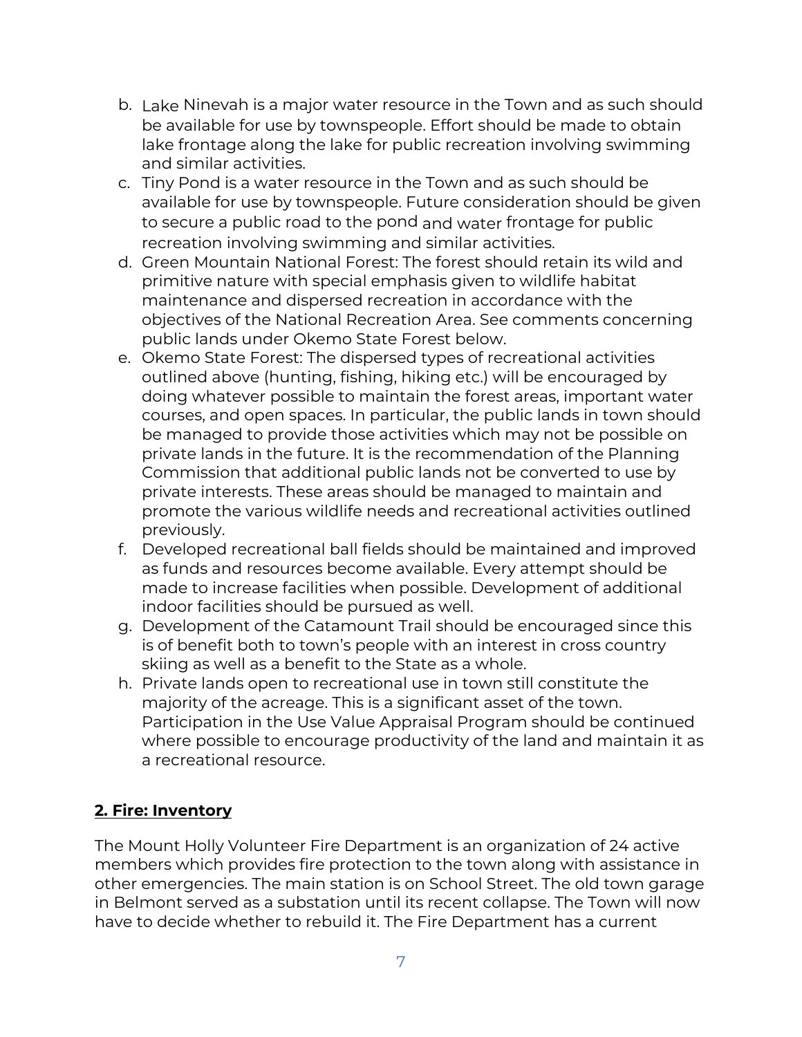b. Lake Ninevah is a major water resource in the Town and as such should be available for use by townspeople. Effort should be made to obtain lake frontage along the lake for public recreation involving swimming and similar activities.
c. Tiny Pond is a water resource in the Town and as such should be available for use by townspeople. Future consideration should be given to secure a public road to the pond and water frontage for public recreation involving swimming and similar activities.
d. Green Mountain National Forest: The forest should retain its wild and primitive nature with special emphasis given to wildlife habitat maintenance and dispersed recreation in accordance with the objectives of the National Recreation Area. See comments concerning public lands under Okemo State Forest below.
e. Okemo State Forest: The dispersed types of recreational activities outlined above (hunting, fishing, hiking etc.) will be encouraged by doing whatever possible to maintain the forest areas, important water courses, and open spaces. In particular, the public lands in town should be managed to provide those activities which may not be possible on private lands in the future. It is the recommendation of the Planning Commission that additional public lands not be converted to use by private interests. These areas should be managed to maintain and promote the various wildlife needs and recreational activities outlined previously.
f. Developed recreational ball fields should be maintained and improved as funds and resources become available. Every attempt should be made to increase facilities when possible. Development of additional indoor facilities should be pursued as well.
g. Development of the Catamount Trail should be encouraged since this is of benefit both to town's people with an interest in cross country skiing as well as a benefit to the State as a whole.
h. Private lands open to recreational use in town still constitute the majority of the acreage. This is a significant asset of the town. Participation in the Use Value Appraisal Program should be continued where possible to encourage productivity of the land and maintain it as a recreational resource.

## 2. Fire: Inventory

The Mount Holly Volunteer Fire Department is an organization of 24 active members which provides fire protection to the town along with assistance in other emergencies. The main station is on School Street. The old town garage in Belmont served as a substation until its recent collapse. The Town will now have to decide whether to rebuild it. The Fire Department has a current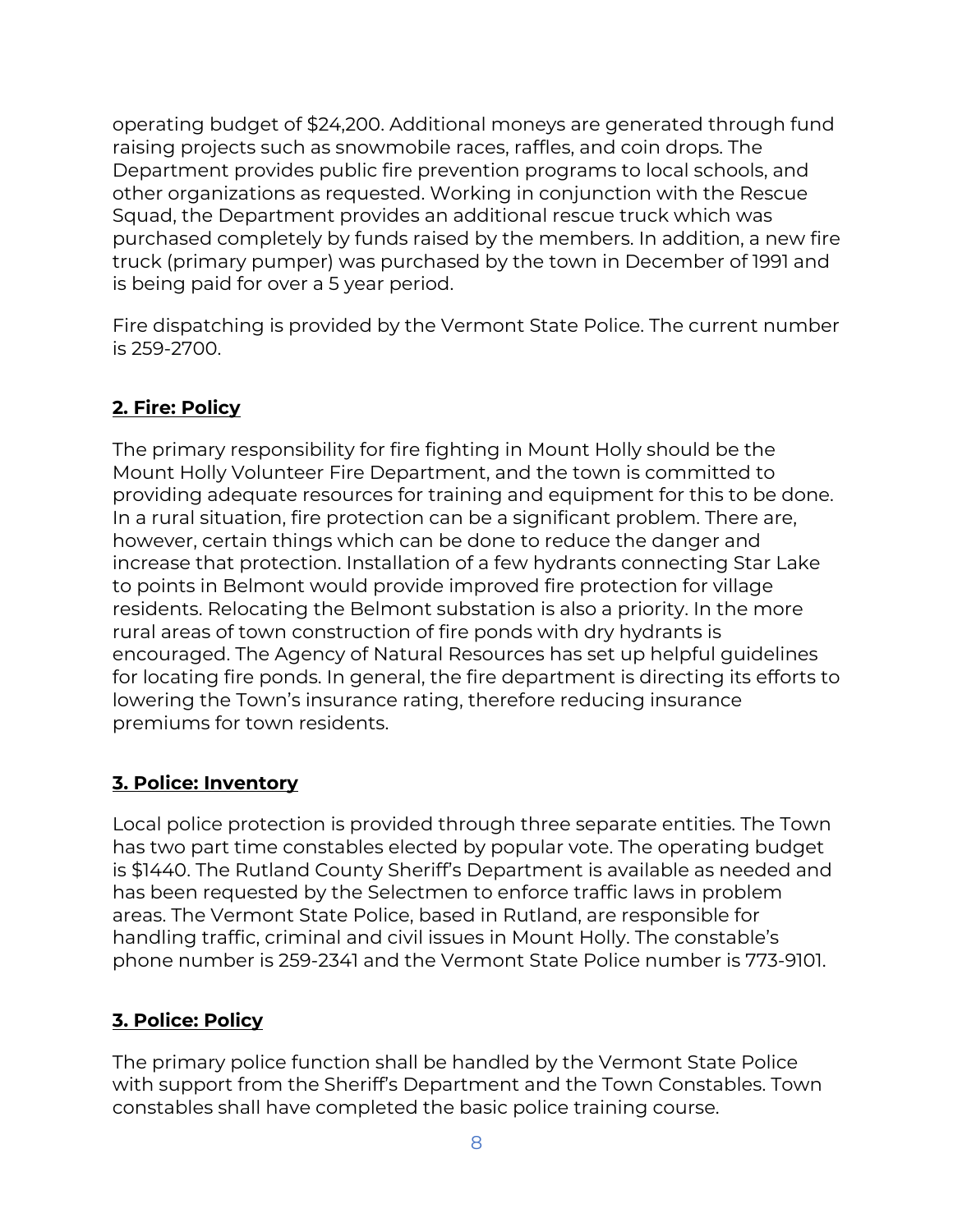operating budget of $24,200. Additional moneys are generated through fund raising projects such as snowmobile races, raffles, and coin drops. The Department provides public fire prevention programs to local schools, and other organizations as requested. Working in conjunction with the Rescue Squad, the Department provides an additional rescue truck which was purchased completely by funds raised by the members. In addition, a new fire truck (primary pumper) was purchased by the town in December of 1991 and is being paid for over a 5 year period.

Fire dispatching is provided by the Vermont State Police. The current number is 259-2700.

## 2. Fire: Policy

The primary responsibility for fire fighting in Mount Holly should be the Mount Holly Volunteer Fire Department, and the town is committed to providing adequate resources for training and equipment for this to be done. In a rural situation, fire protection can be a significant problem. There are, however, certain things which can be done to reduce the danger and increase that protection. Installation of a few hydrants connecting Star Lake to points in Belmont would provide improved fire protection for village residents. Relocating the Belmont substation is also a priority. In the more rural areas of town construction of fire ponds with dry hydrants is encouraged. The Agency of Natural Resources has set up helpful guidelines for locating fire ponds. In general, the fire department is directing its efforts to lowering the Town's insurance rating, therefore reducing insurance premiums for town residents.

## 3. Police: Inventory

Local police protection is provided through three separate entities. The Town has two part time constables elected by popular vote. The operating budget is $1440. The Rutland County Sheriff's Department is available as needed and has been requested by the Selectmen to enforce traffic laws in problem areas. The Vermont State Police, based in Rutland, are responsible for handling traffic, criminal and civil issues in Mount Holly. The constable's phone number is 259-2341 and the Vermont State Police number is 773-9101.

## 3. Police: Policy

The primary police function shall be handled by the Vermont State Police with support from the Sheriff's Department and the Town Constables. Town constables shall have completed the basic police training course.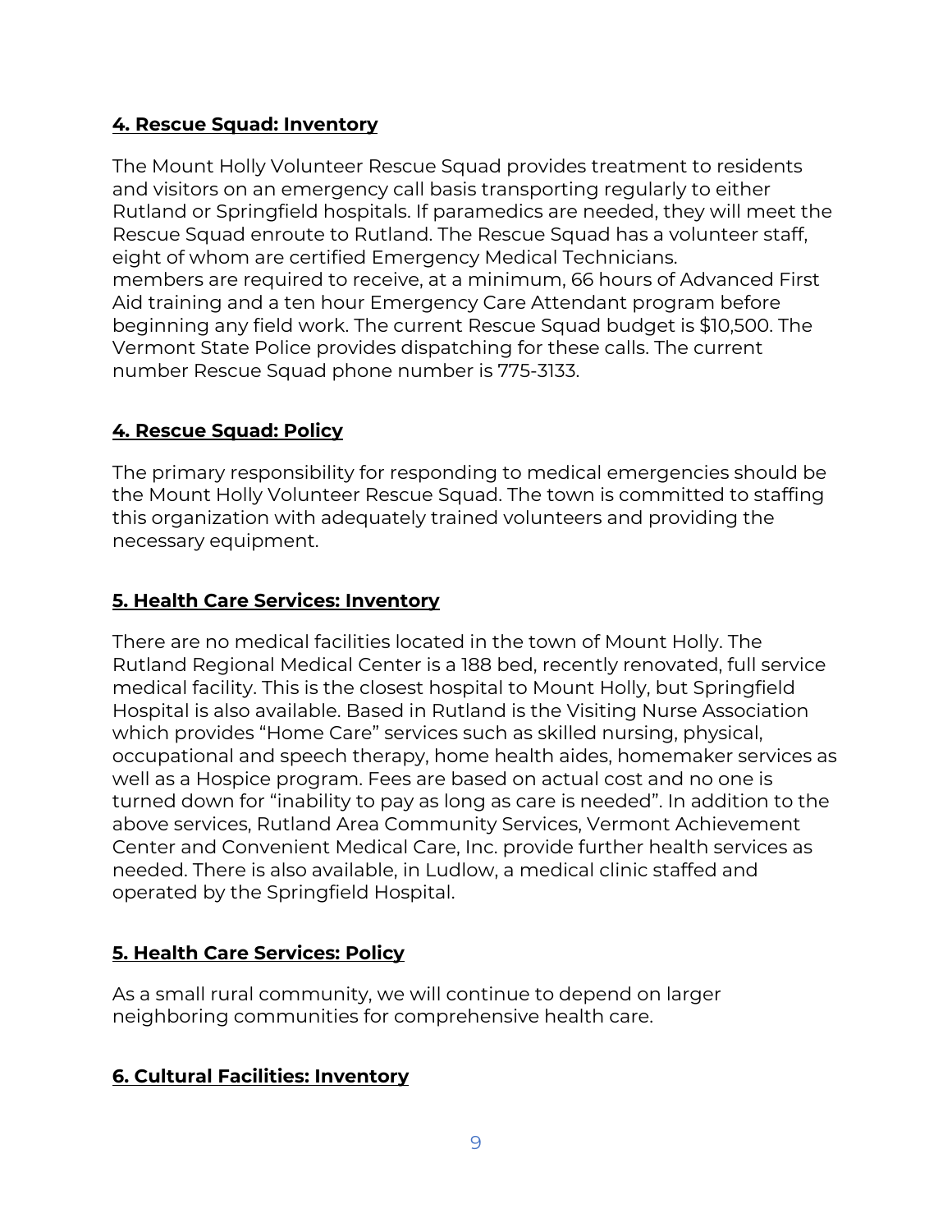## 4. Rescue Squad: Inventory

The Mount Holly Volunteer Rescue Squad provides treatment to residents and visitors on an emergency call basis transporting regularly to either Rutland or Springfield hospitals. If paramedics are needed, they will meet the Rescue Squad enroute to Rutland. The Rescue Squad has a volunteer staff, eight of whom are certified Emergency Medical Technicians.
members are required to receive, at a minimum, 66 hours of Advanced First Aid training and a ten hour Emergency Care Attendant program before beginning any field work. The current Rescue Squad budget is $10,500. The Vermont State Police provides dispatching for these calls. The current number Rescue Squad phone number is 775-3133.

## 4. Rescue Squad: Policy

The primary responsibility for responding to medical emergencies should be the Mount Holly Volunteer Rescue Squad. The town is committed to staffing this organization with adequately trained volunteers and providing the necessary equipment.

## 5. Health Care Services: Inventory

There are no medical facilities located in the town of Mount Holly. The Rutland Regional Medical Center is a 188 bed, recently renovated, full service medical facility. This is the closest hospital to Mount Holly, but Springfield Hospital is also available. Based in Rutland is the Visiting Nurse Association which provides “Home Care” services such as skilled nursing, physical, occupational and speech therapy, home health aides, homemaker services as well as a Hospice program. Fees are based on actual cost and no one is turned down for “inability to pay as long as care is needed”. In addition to the above services, Rutland Area Community Services, Vermont Achievement Center and Convenient Medical Care, Inc. provide further health services as needed. There is also available, in Ludlow, a medical clinic staffed and operated by the Springfield Hospital.

## 5. Health Care Services: Policy

As a small rural community, we will continue to depend on larger neighboring communities for comprehensive health care.

## 6. Cultural Facilities: Inventory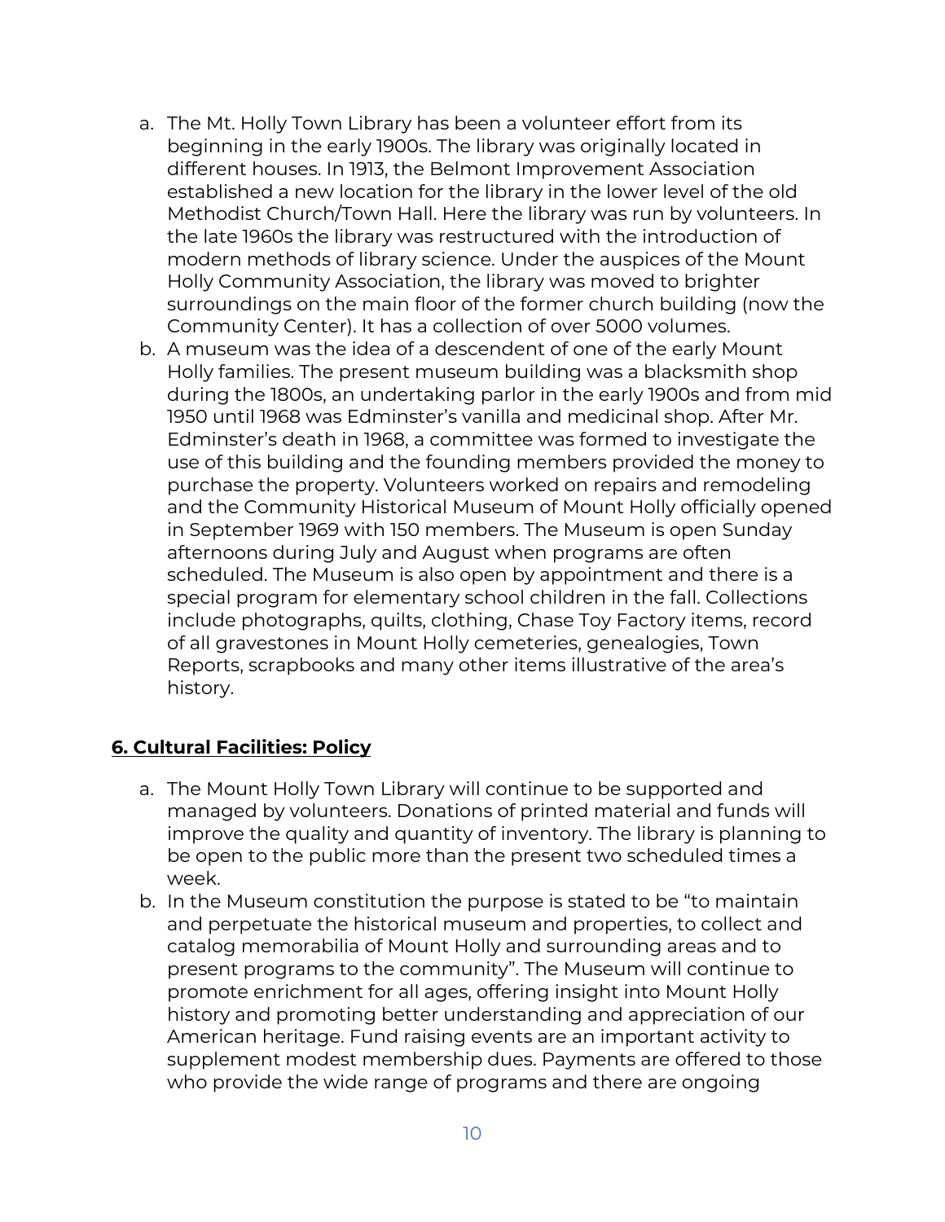a. The Mt. Holly Town Library has been a volunteer effort from its beginning in the early 1900s. The library was originally located in different houses. In 1913, the Belmont Improvement Association established a new location for the library in the lower level of the old Methodist Church/Town Hall. Here the library was run by volunteers. In the late 1960s the library was restructured with the introduction of modern methods of library science. Under the auspices of the Mount Holly Community Association, the library was moved to brighter surroundings on the main floor of the former church building (now the Community Center). It has a collection of over 5000 volumes.
b. A museum was the idea of a descendent of one of the early Mount Holly families. The present museum building was a blacksmith shop during the 1800s, an undertaking parlor in the early 1900s and from mid 1950 until 1968 was Edminster's vanilla and medicinal shop. After Mr. Edminster's death in 1968, a committee was formed to investigate the use of this building and the founding members provided the money to purchase the property. Volunteers worked on repairs and remodeling and the Community Historical Museum of Mount Holly officially opened in September 1969 with 150 members. The Museum is open Sunday afternoons during July and August when programs are often scheduled. The Museum is also open by appointment and there is a special program for elementary school children in the fall. Collections include photographs, quilts, clothing, Chase Toy Factory items, record of all gravestones in Mount Holly cemeteries, genealogies, Town Reports, scrapbooks and many other items illustrative of the area's history.

## 6. Cultural Facilities: Policy

a. The Mount Holly Town Library will continue to be supported and managed by volunteers. Donations of printed material and funds will improve the quality and quantity of inventory. The library is planning to be open to the public more than the present two scheduled times a week.
b. In the Museum constitution the purpose is stated to be "to maintain and perpetuate the historical museum and properties, to collect and catalog memorabilia of Mount Holly and surrounding areas and to present programs to the community". The Museum will continue to promote enrichment for all ages, offering insight into Mount Holly history and promoting better understanding and appreciation of our American heritage. Fund raising events are an important activity to supplement modest membership dues. Payments are offered to those who provide the wide range of programs and there are ongoing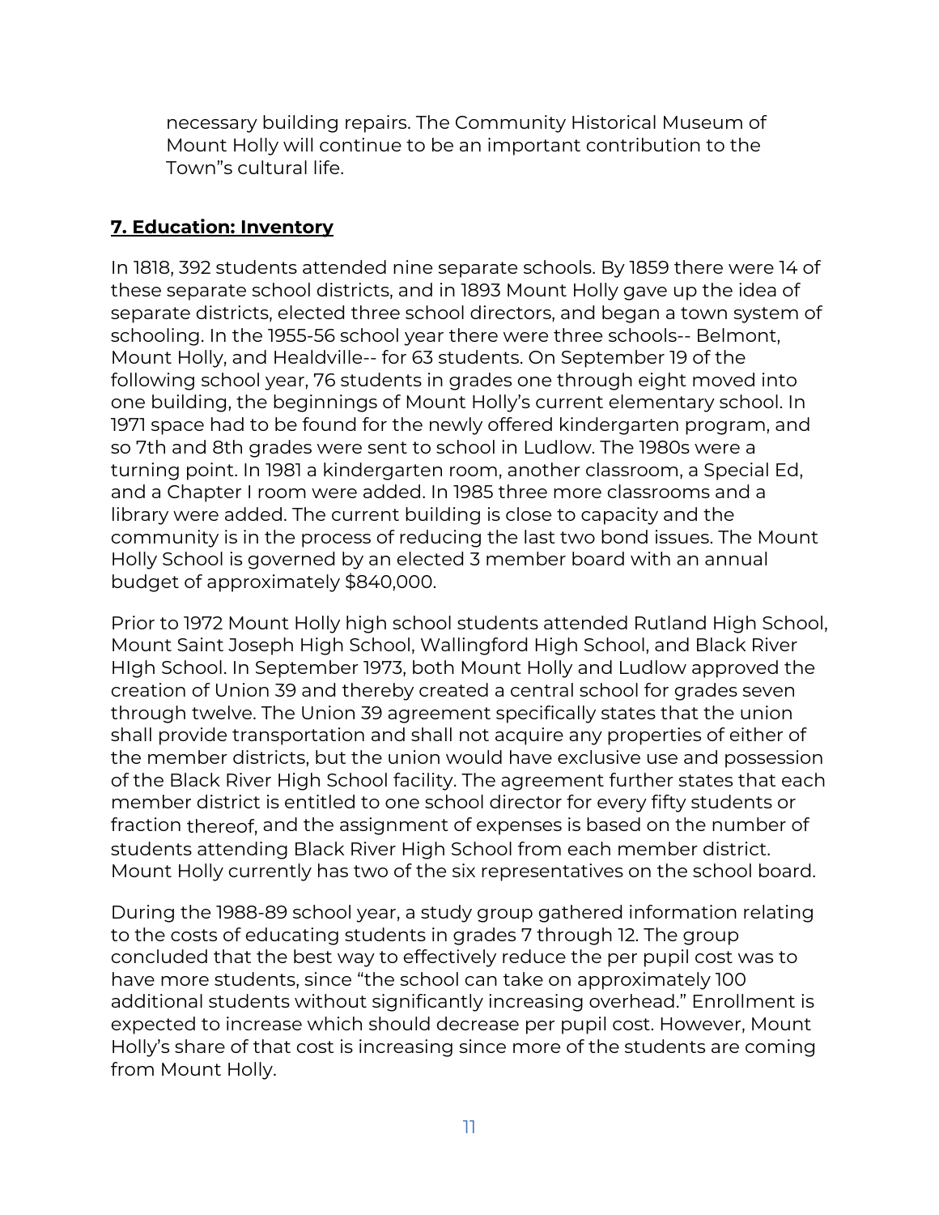necessary building repairs. The Community Historical Museum of Mount Holly will continue to be an important contribution to the Town"s cultural life.

## **7. Education: Inventory**

In 1818, 392 students attended nine separate schools. By 1859 there were 14 of these separate school districts, and in 1893 Mount Holly gave up the idea of separate districts, elected three school directors, and began a town system of schooling. In the 1955-56 school year there were three schools-- Belmont, Mount Holly, and Healdville-- for 63 students. On September 19 of the following school year, 76 students in grades one through eight moved into one building, the beginnings of Mount Holly's current elementary school. In 1971 space had to be found for the newly offered kindergarten program, and so 7th and 8th grades were sent to school in Ludlow. The 1980s were a turning point. In 1981 a kindergarten room, another classroom, a Special Ed, and a Chapter I room were added. In 1985 three more classrooms and a library were added. The current building is close to capacity and the community is in the process of reducing the last two bond issues. The Mount Holly School is governed by an elected 3 member board with an annual budget of approximately $840,000.

Prior to 1972 Mount Holly high school students attended Rutland High School, Mount Saint Joseph High School, Wallingford High School, and Black River HIgh School. In September 1973, both Mount Holly and Ludlow approved the creation of Union 39 and thereby created a central school for grades seven through twelve. The Union 39 agreement specifically states that the union shall provide transportation and shall not acquire any properties of either of the member districts, but the union would have exclusive use and possession of the Black River High School facility. The agreement further states that each member district is entitled to one school director for every fifty students or fraction thereof, and the assignment of expenses is based on the number of students attending Black River High School from each member district. Mount Holly currently has two of the six representatives on the school board.

During the 1988-89 school year, a study group gathered information relating to the costs of educating students in grades 7 through 12. The group concluded that the best way to effectively reduce the per pupil cost was to have more students, since "the school can take on approximately 100 additional students without significantly increasing overhead." Enrollment is expected to increase which should decrease per pupil cost. However, Mount Holly's share of that cost is increasing since more of the students are coming from Mount Holly.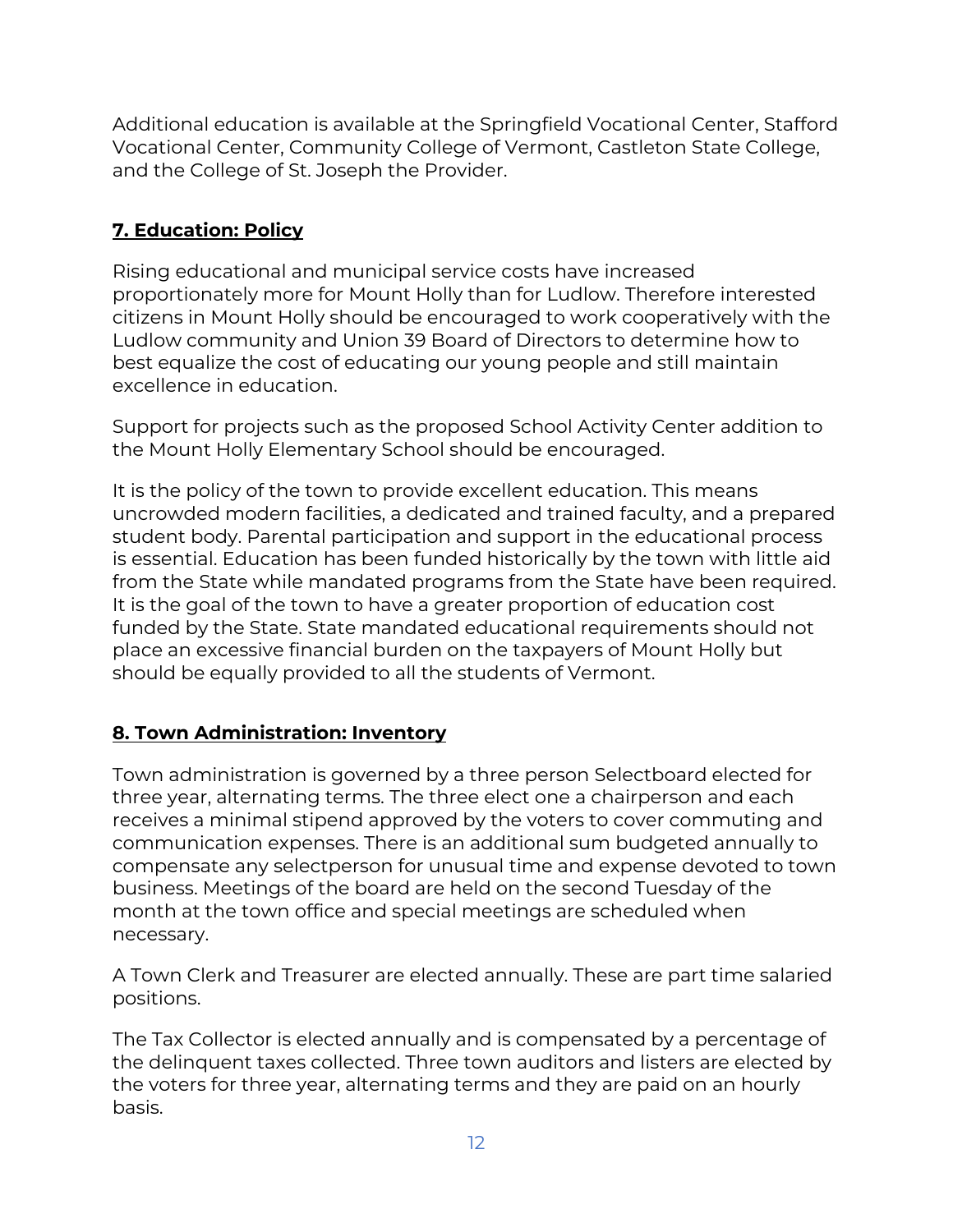Additional education is available at the Springfield Vocational Center, Stafford Vocational Center, Community College of Vermont, Castleton State College, and the College of St. Joseph the Provider.

## 7. Education: Policy

Rising educational and municipal service costs have increased proportionately more for Mount Holly than for Ludlow. Therefore interested citizens in Mount Holly should be encouraged to work cooperatively with the Ludlow community and Union 39 Board of Directors to determine how to best equalize the cost of educating our young people and still maintain excellence in education.

Support for projects such as the proposed School Activity Center addition to the Mount Holly Elementary School should be encouraged.

It is the policy of the town to provide excellent education. This means uncrowded modern facilities, a dedicated and trained faculty, and a prepared student body. Parental participation and support in the educational process is essential. Education has been funded historically by the town with little aid from the State while mandated programs from the State have been required. It is the goal of the town to have a greater proportion of education cost funded by the State. State mandated educational requirements should not place an excessive financial burden on the taxpayers of Mount Holly but should be equally provided to all the students of Vermont.

## 8. Town Administration: Inventory

Town administration is governed by a three person Selectboard elected for three year, alternating terms. The three elect one a chairperson and each receives a minimal stipend approved by the voters to cover commuting and communication expenses. There is an additional sum budgeted annually to compensate any selectperson for unusual time and expense devoted to town business. Meetings of the board are held on the second Tuesday of the month at the town office and special meetings are scheduled when necessary.

A Town Clerk and Treasurer are elected annually. These are part time salaried positions.

The Tax Collector is elected annually and is compensated by a percentage of the delinquent taxes collected. Three town auditors and listers are elected by the voters for three year, alternating terms and they are paid on an hourly basis.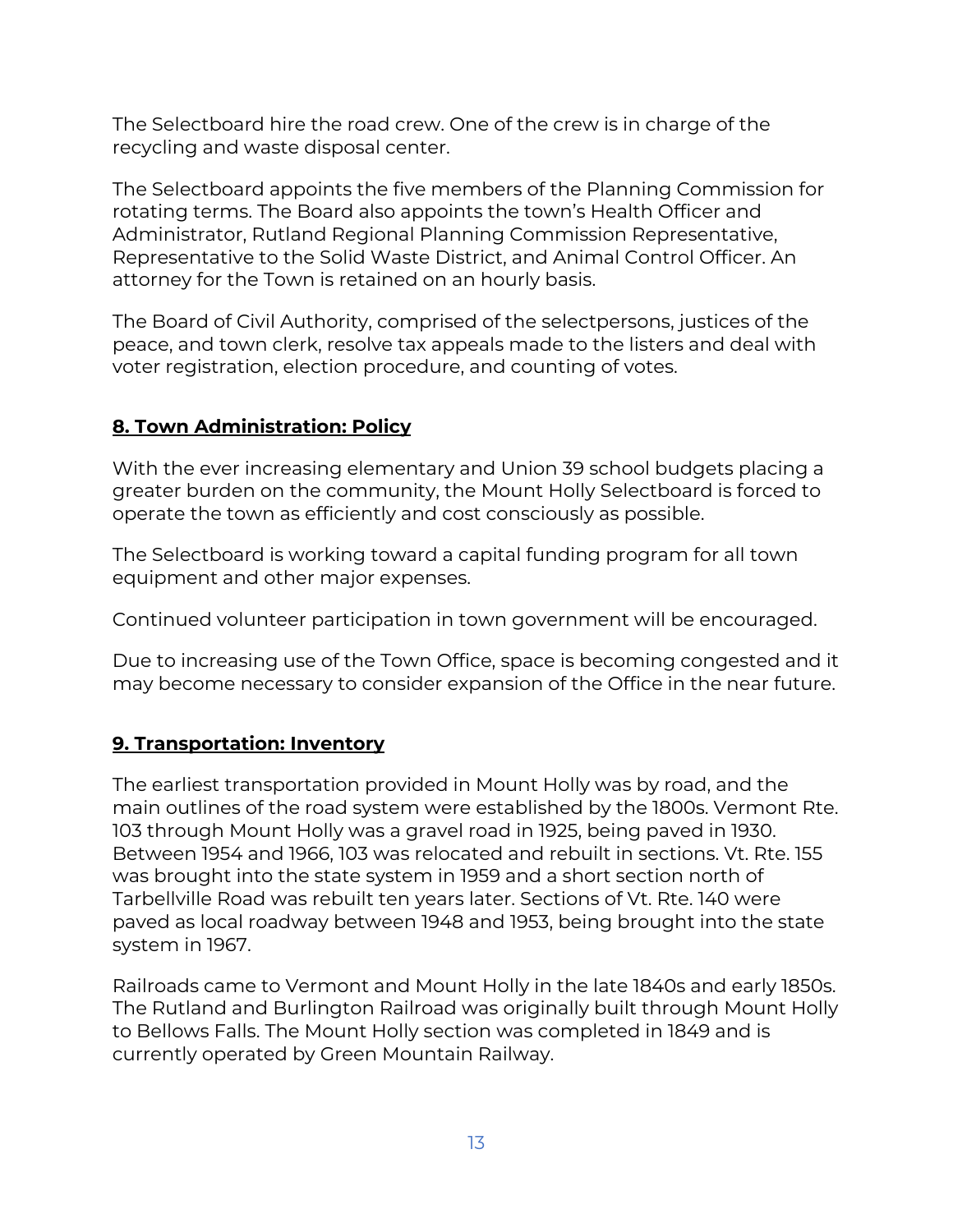The Selectboard hire the road crew. One of the crew is in charge of the recycling and waste disposal center.

The Selectboard appoints the five members of the Planning Commission for rotating terms. The Board also appoints the town's Health Officer and Administrator, Rutland Regional Planning Commission Representative, Representative to the Solid Waste District, and Animal Control Officer. An attorney for the Town is retained on an hourly basis.

The Board of Civil Authority, comprised of the selectpersons, justices of the peace, and town clerk, resolve tax appeals made to the listers and deal with voter registration, election procedure, and counting of votes.

## 8. Town Administration: Policy

With the ever increasing elementary and Union 39 school budgets placing a greater burden on the community, the Mount Holly Selectboard is forced to operate the town as efficiently and cost consciously as possible.

The Selectboard is working toward a capital funding program for all town equipment and other major expenses.

Continued volunteer participation in town government will be encouraged.

Due to increasing use of the Town Office, space is becoming congested and it may become necessary to consider expansion of the Office in the near future.

## 9. Transportation: Inventory

The earliest transportation provided in Mount Holly was by road, and the main outlines of the road system were established by the 1800s. Vermont Rte. 103 through Mount Holly was a gravel road in 1925, being paved in 1930. Between 1954 and 1966, 103 was relocated and rebuilt in sections. Vt. Rte. 155 was brought into the state system in 1959 and a short section north of Tarbellville Road was rebuilt ten years later. Sections of Vt. Rte. 140 were paved as local roadway between 1948 and 1953, being brought into the state system in 1967.

Railroads came to Vermont and Mount Holly in the late 1840s and early 1850s. The Rutland and Burlington Railroad was originally built through Mount Holly to Bellows Falls. The Mount Holly section was completed in 1849 and is currently operated by Green Mountain Railway.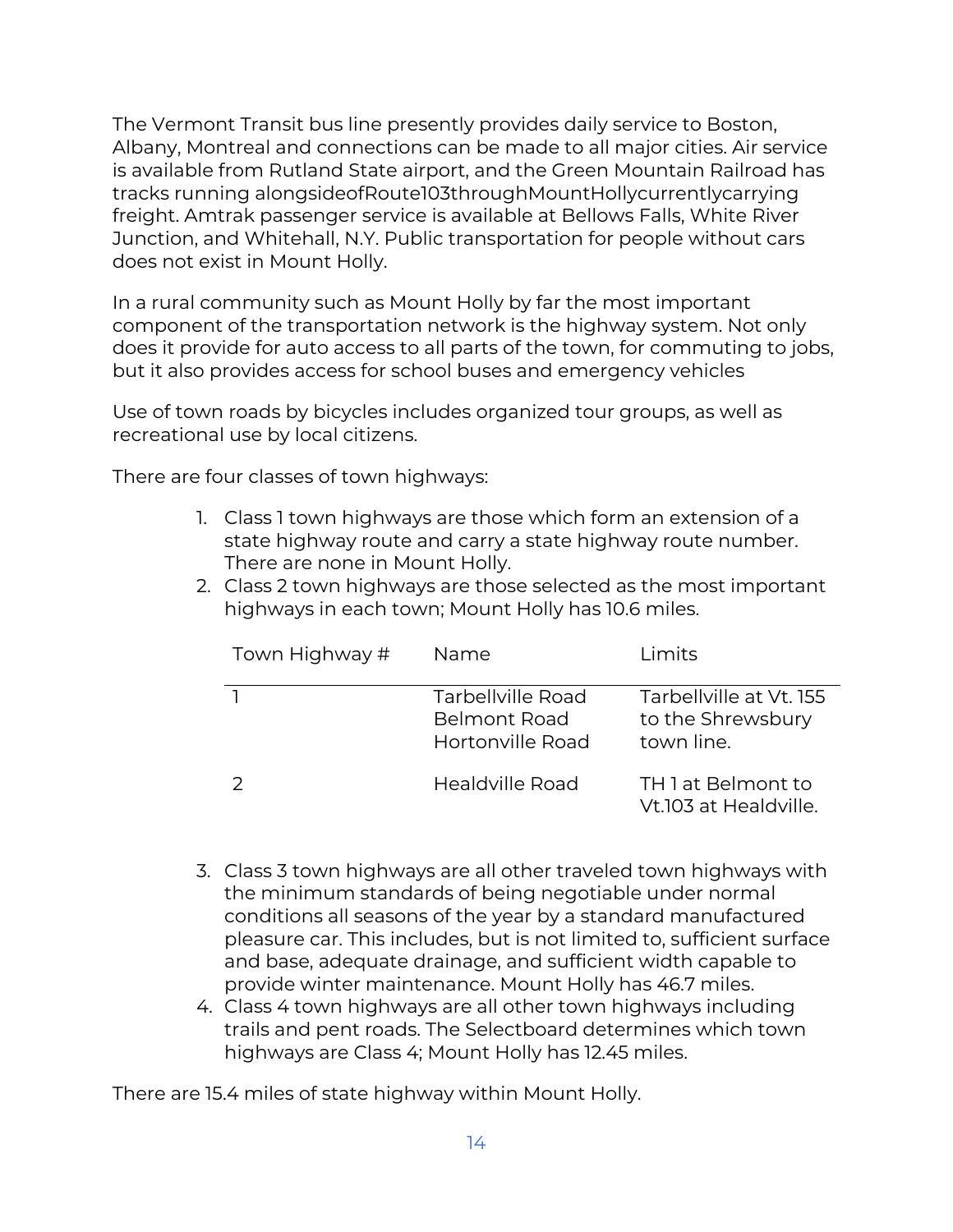The Vermont Transit bus line presently provides daily service to Boston, Albany, Montreal and connections can be made to all major cities. Air service is available from Rutland State airport, and the Green Mountain Railroad has tracks running alongsideofRoute103throughMountHollycurrentlycarrying freight. Amtrak passenger service is available at Bellows Falls, White River Junction, and Whitehall, N.Y. Public transportation for people without cars does not exist in Mount Holly.

In a rural community such as Mount Holly by far the most important component of the transportation network is the highway system. Not only does it provide for auto access to all parts of the town, for commuting to jobs, but it also provides access for school buses and emergency vehicles

Use of town roads by bicycles includes organized tour groups, as well as recreational use by local citizens.

There are four classes of town highways:

1. Class 1 town highways are those which form an extension of a state highway route and carry a state highway route number. There are none in Mount Holly.
2. Class 2 town highways are those selected as the most important highways in each town; Mount Holly has 10.6 miles.

| Town Highway # | Name | Limits |
|---|---|---|
| 1 | Tarbellville Road<br>Belmont Road<br>Hortonville Road | Tarbellville at Vt. 155 to the Shrewsbury town line. |
| 2 | Healdville Road | TH 1 at Belmont to Vt.103 at Healdville. |

3. Class 3 town highways are all other traveled town highways with the minimum standards of being negotiable under normal conditions all seasons of the year by a standard manufactured pleasure car. This includes, but is not limited to, sufficient surface and base, adequate drainage, and sufficient width capable to provide winter maintenance. Mount Holly has 46.7 miles.
4. Class 4 town highways are all other town highways including trails and pent roads. The Selectboard determines which town highways are Class 4; Mount Holly has 12.45 miles.

There are 15.4 miles of state highway within Mount Holly.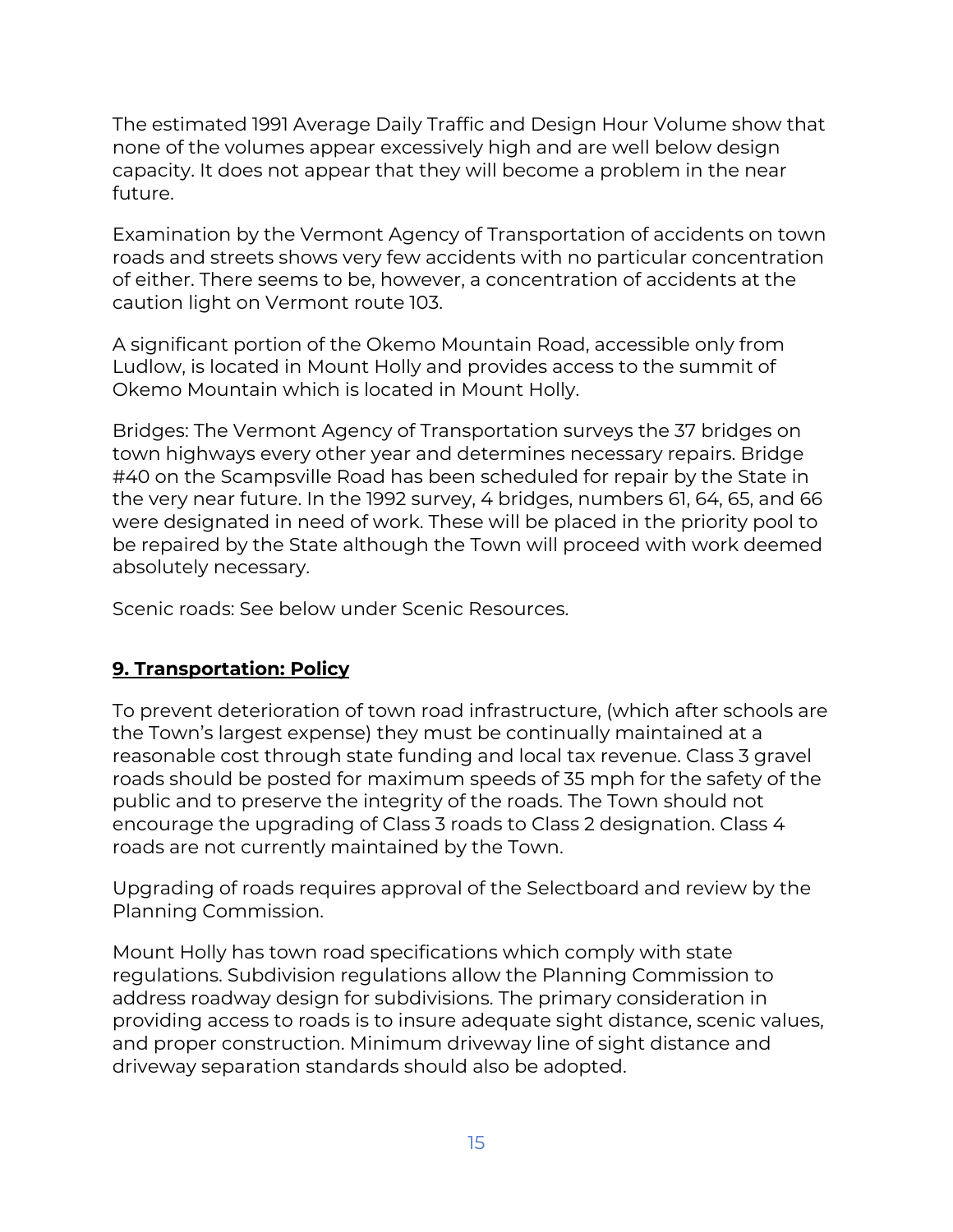The estimated 1991 Average Daily Traffic and Design Hour Volume show that none of the volumes appear excessively high and are well below design capacity. It does not appear that they will become a problem in the near future.

Examination by the Vermont Agency of Transportation of accidents on town roads and streets shows very few accidents with no particular concentration of either. There seems to be, however, a concentration of accidents at the caution light on Vermont route 103.

A significant portion of the Okemo Mountain Road, accessible only from Ludlow, is located in Mount Holly and provides access to the summit of Okemo Mountain which is located in Mount Holly.

Bridges: The Vermont Agency of Transportation surveys the 37 bridges on town highways every other year and determines necessary repairs. Bridge #40 on the Scampsville Road has been scheduled for repair by the State in the very near future. In the 1992 survey, 4 bridges, numbers 61, 64, 65, and 66 were designated in need of work. These will be placed in the priority pool to be repaired by the State although the Town will proceed with work deemed absolutely necessary.

Scenic roads: See below under Scenic Resources.

## **9. Transportation: Policy**

To prevent deterioration of town road infrastructure, (which after schools are the Town's largest expense) they must be continually maintained at a reasonable cost through state funding and local tax revenue. Class 3 gravel roads should be posted for maximum speeds of 35 mph for the safety of the public and to preserve the integrity of the roads. The Town should not encourage the upgrading of Class 3 roads to Class 2 designation. Class 4 roads are not currently maintained by the Town.

Upgrading of roads requires approval of the Selectboard and review by the Planning Commission.

Mount Holly has town road specifications which comply with state regulations. Subdivision regulations allow the Planning Commission to address roadway design for subdivisions. The primary consideration in providing access to roads is to insure adequate sight distance, scenic values, and proper construction. Minimum driveway line of sight distance and driveway separation standards should also be adopted.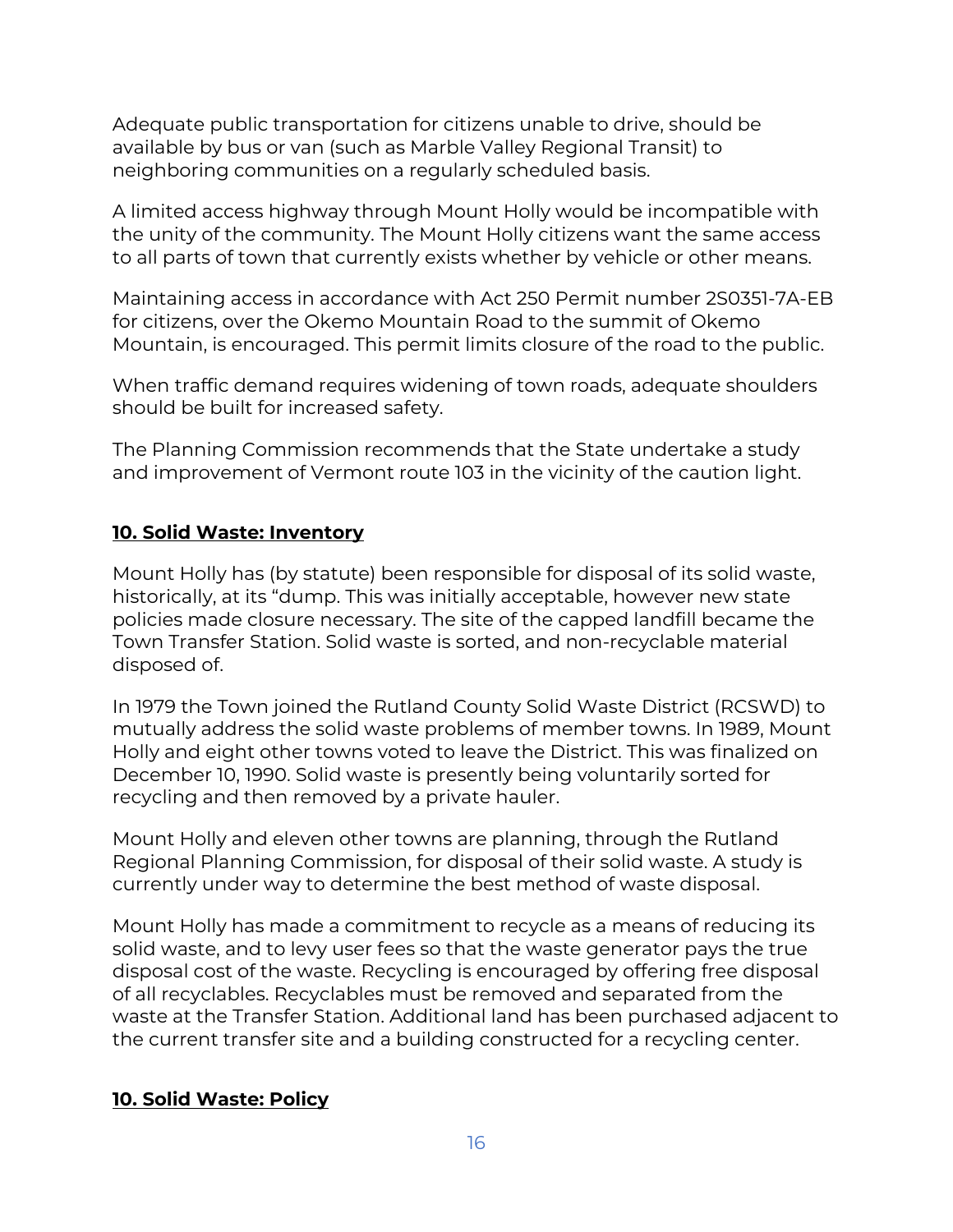Adequate public transportation for citizens unable to drive, should be available by bus or van (such as Marble Valley Regional Transit) to neighboring communities on a regularly scheduled basis.

A limited access highway through Mount Holly would be incompatible with the unity of the community. The Mount Holly citizens want the same access to all parts of town that currently exists whether by vehicle or other means.

Maintaining access in accordance with Act 250 Permit number 2S0351-7A-EB for citizens, over the Okemo Mountain Road to the summit of Okemo Mountain, is encouraged. This permit limits closure of the road to the public.

When traffic demand requires widening of town roads, adequate shoulders should be built for increased safety.

The Planning Commission recommends that the State undertake a study and improvement of Vermont route 103 in the vicinity of the caution light.

## 10. Solid Waste: Inventory

Mount Holly has (by statute) been responsible for disposal of its solid waste, historically, at its "dump. This was initially acceptable, however new state policies made closure necessary. The site of the capped landfill became the Town Transfer Station. Solid waste is sorted, and non-recyclable material disposed of.

In 1979 the Town joined the Rutland County Solid Waste District (RCSWD) to mutually address the solid waste problems of member towns. In 1989, Mount Holly and eight other towns voted to leave the District. This was finalized on December 10, 1990. Solid waste is presently being voluntarily sorted for recycling and then removed by a private hauler.

Mount Holly and eleven other towns are planning, through the Rutland Regional Planning Commission, for disposal of their solid waste. A study is currently under way to determine the best method of waste disposal.

Mount Holly has made a commitment to recycle as a means of reducing its solid waste, and to levy user fees so that the waste generator pays the true disposal cost of the waste. Recycling is encouraged by offering free disposal of all recyclables. Recyclables must be removed and separated from the waste at the Transfer Station. Additional land has been purchased adjacent to the current transfer site and a building constructed for a recycling center.

## 10. Solid Waste: Policy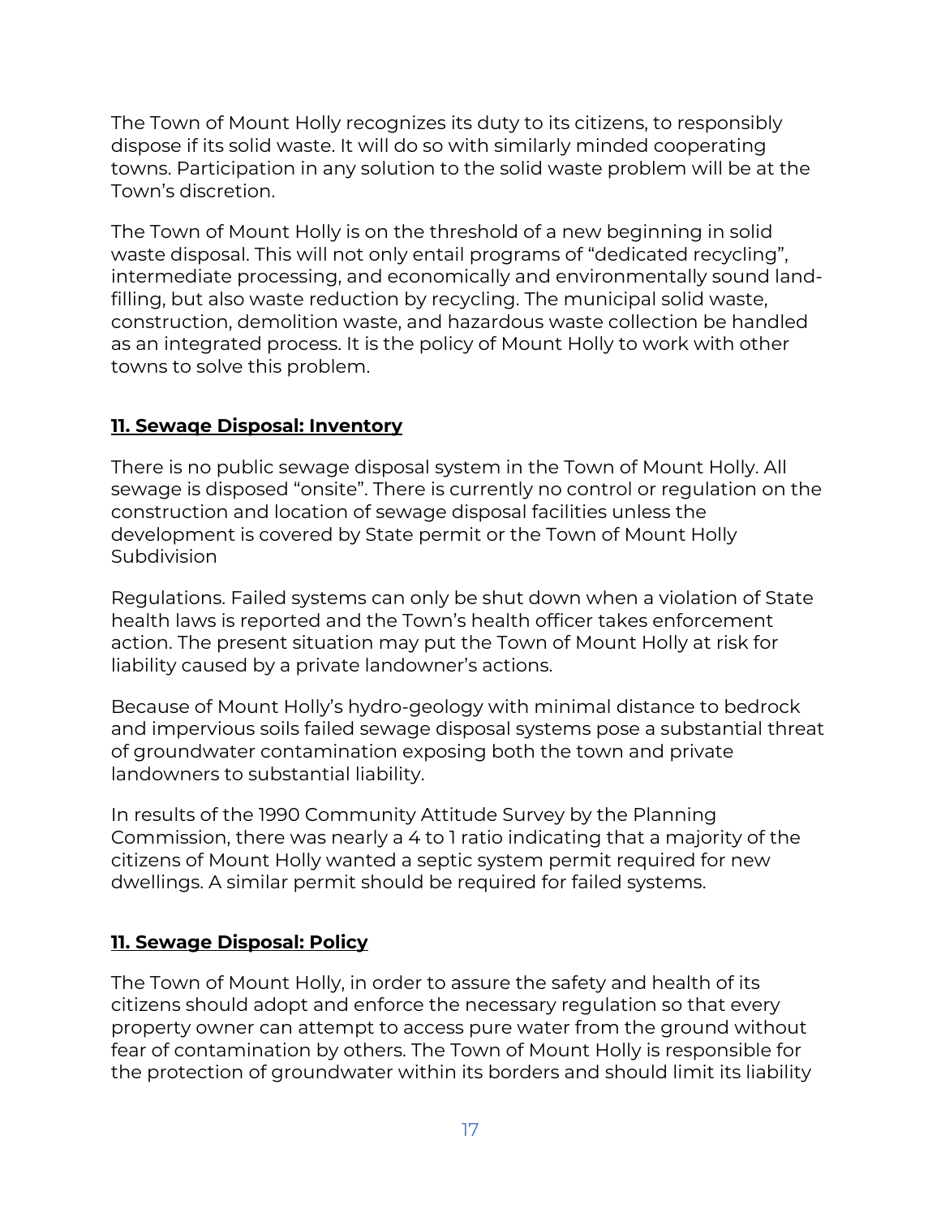The Town of Mount Holly recognizes its duty to its citizens, to responsibly dispose if its solid waste. It will do so with similarly minded cooperating towns. Participation in any solution to the solid waste problem will be at the Town's discretion.

The Town of Mount Holly is on the threshold of a new beginning in solid waste disposal. This will not only entail programs of "dedicated recycling", intermediate processing, and economically and environmentally sound land-filling, but also waste reduction by recycling. The municipal solid waste, construction, demolition waste, and hazardous waste collection be handled as an integrated process. It is the policy of Mount Holly to work with other towns to solve this problem.

## 11. Sewage Disposal: Inventory

There is no public sewage disposal system in the Town of Mount Holly. All sewage is disposed "onsite". There is currently no control or regulation on the construction and location of sewage disposal facilities unless the development is covered by State permit or the Town of Mount Holly Subdivision

Regulations. Failed systems can only be shut down when a violation of State health laws is reported and the Town's health officer takes enforcement action. The present situation may put the Town of Mount Holly at risk for liability caused by a private landowner's actions.

Because of Mount Holly's hydro-geology with minimal distance to bedrock and impervious soils failed sewage disposal systems pose a substantial threat of groundwater contamination exposing both the town and private landowners to substantial liability.

In results of the 1990 Community Attitude Survey by the Planning Commission, there was nearly a 4 to 1 ratio indicating that a majority of the citizens of Mount Holly wanted a septic system permit required for new dwellings. A similar permit should be required for failed systems.

## 11. Sewage Disposal: Policy

The Town of Mount Holly, in order to assure the safety and health of its citizens should adopt and enforce the necessary regulation so that every property owner can attempt to access pure water from the ground without fear of contamination by others. The Town of Mount Holly is responsible for the protection of groundwater within its borders and should limit its liability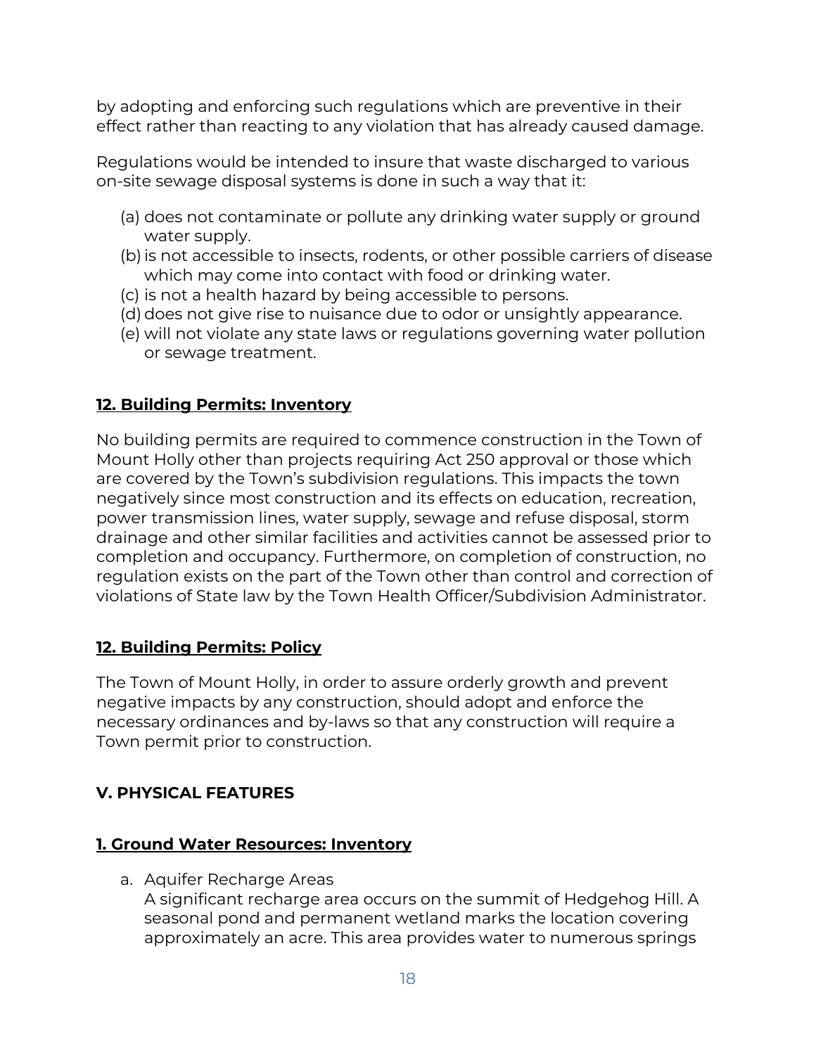by adopting and enforcing such regulations which are preventive in their effect rather than reacting to any violation that has already caused damage.

Regulations would be intended to insure that waste discharged to various on-site sewage disposal systems is done in such a way that it:

(a) does not contaminate or pollute any drinking water supply or ground water supply.
(b) is not accessible to insects, rodents, or other possible carriers of disease which may come into contact with food or drinking water.
(c) is not a health hazard by being accessible to persons.
(d) does not give rise to nuisance due to odor or unsightly appearance.
(e) will not violate any state laws or regulations governing water pollution or sewage treatment.

### 12. Building Permits: Inventory

No building permits are required to commence construction in the Town of Mount Holly other than projects requiring Act 250 approval or those which are covered by the Town's subdivision regulations. This impacts the town negatively since most construction and its effects on education, recreation, power transmission lines, water supply, sewage and refuse disposal, storm drainage and other similar facilities and activities cannot be assessed prior to completion and occupancy. Furthermore, on completion of construction, no regulation exists on the part of the Town other than control and correction of violations of State law by the Town Health Officer/Subdivision Administrator.

### 12. Building Permits: Policy

The Town of Mount Holly, in order to assure orderly growth and prevent negative impacts by any construction, should adopt and enforce the necessary ordinances and by-laws so that any construction will require a Town permit prior to construction.

## V. PHYSICAL FEATURES

### 1. Ground Water Resources: Inventory

a. Aquifer Recharge Areas
   A significant recharge area occurs on the summit of Hedgehog Hill. A seasonal pond and permanent wetland marks the location covering approximately an acre. This area provides water to numerous springs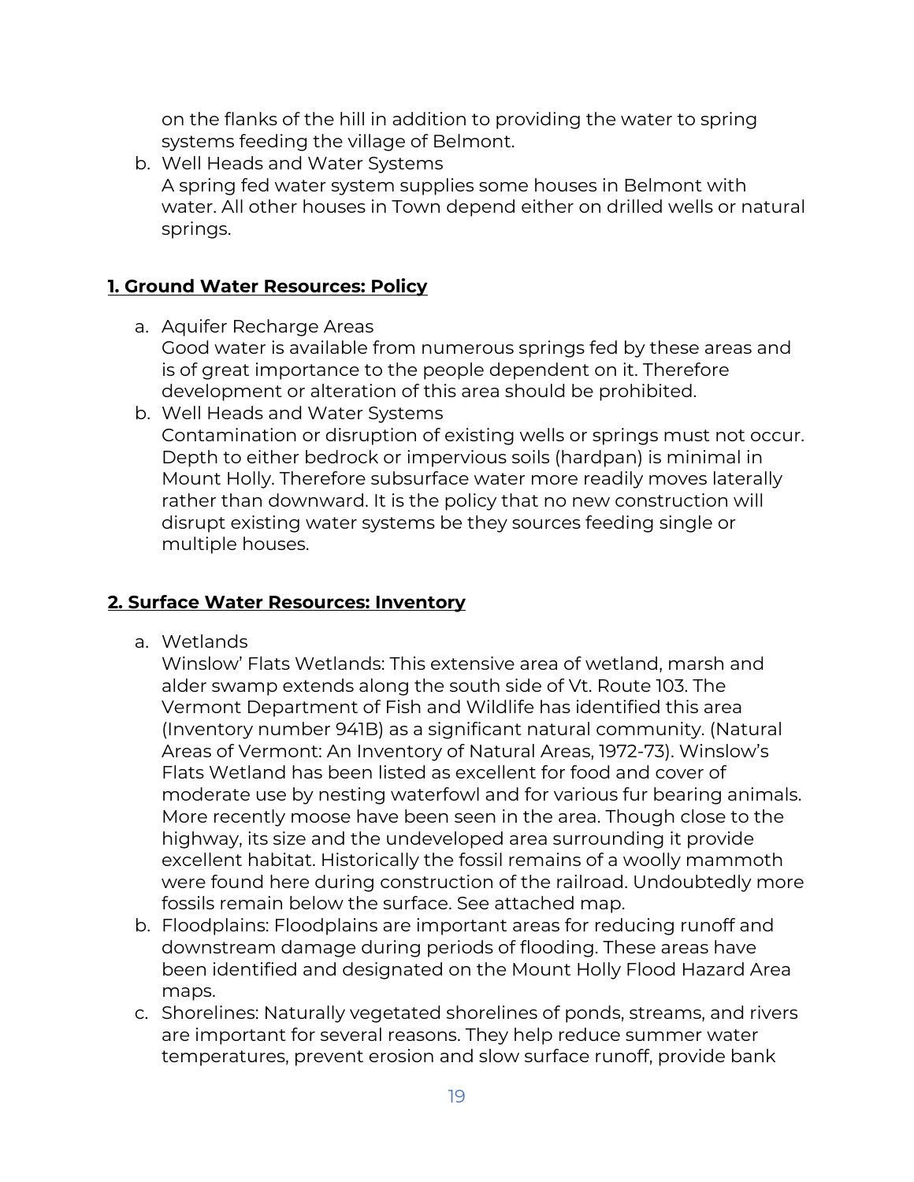on the flanks of the hill in addition to providing the water to spring systems feeding the village of Belmont.

b. Well Heads and Water Systems
   A spring fed water system supplies some houses in Belmont with water. All other houses in Town depend either on drilled wells or natural springs.

**1. Ground Water Resources: Policy**

a. Aquifer Recharge Areas
   Good water is available from numerous springs fed by these areas and is of great importance to the people dependent on it. Therefore development or alteration of this area should be prohibited.
b. Well Heads and Water Systems
   Contamination or disruption of existing wells or springs must not occur. Depth to either bedrock or impervious soils (hardpan) is minimal in Mount Holly. Therefore subsurface water more readily moves laterally rather than downward. It is the policy that no new construction will disrupt existing water systems be they sources feeding single or multiple houses.

**2. Surface Water Resources: Inventory**

a. Wetlands
   Winslow' Flats Wetlands: This extensive area of wetland, marsh and alder swamp extends along the south side of Vt. Route 103. The Vermont Department of Fish and Wildlife has identified this area (Inventory number 941B) as a significant natural community. (Natural Areas of Vermont: An Inventory of Natural Areas, 1972-73). Winslow's Flats Wetland has been listed as excellent for food and cover of moderate use by nesting waterfowl and for various fur bearing animals. More recently moose have been seen in the area. Though close to the highway, its size and the undeveloped area surrounding it provide excellent habitat. Historically the fossil remains of a woolly mammoth were found here during construction of the railroad. Undoubtedly more fossils remain below the surface. See attached map.
b. Floodplains: Floodplains are important areas for reducing runoff and downstream damage during periods of flooding. These areas have been identified and designated on the Mount Holly Flood Hazard Area maps.
c. Shorelines: Naturally vegetated shorelines of ponds, streams, and rivers are important for several reasons. They help reduce summer water temperatures, prevent erosion and slow surface runoff, provide bank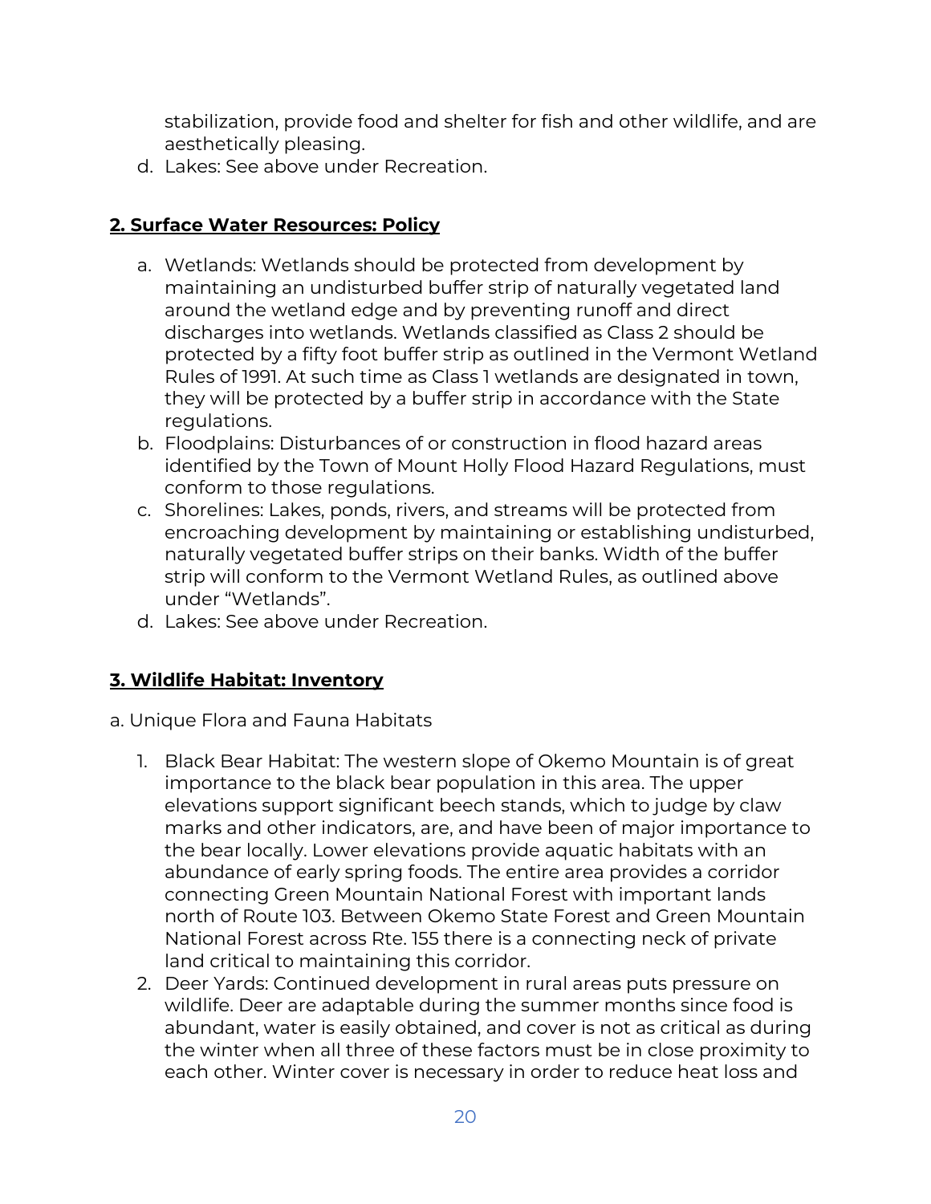stabilization, provide food and shelter for fish and other wildlife, and are aesthetically pleasing.

d. Lakes: See above under Recreation.

## **2. Surface Water Resources: Policy**

a. Wetlands: Wetlands should be protected from development by maintaining an undisturbed buffer strip of naturally vegetated land around the wetland edge and by preventing runoff and direct discharges into wetlands. Wetlands classified as Class 2 should be protected by a fifty foot buffer strip as outlined in the Vermont Wetland Rules of 1991. At such time as Class 1 wetlands are designated in town, they will be protected by a buffer strip in accordance with the State regulations.

b. Floodplains: Disturbances of or construction in flood hazard areas identified by the Town of Mount Holly Flood Hazard Regulations, must conform to those regulations.

c. Shorelines: Lakes, ponds, rivers, and streams will be protected from encroaching development by maintaining or establishing undisturbed, naturally vegetated buffer strips on their banks. Width of the buffer strip will conform to the Vermont Wetland Rules, as outlined above under "Wetlands".

d. Lakes: See above under Recreation.

## **3. Wildlife Habitat: Inventory**

a. Unique Flora and Fauna Habitats

1. Black Bear Habitat: The western slope of Okemo Mountain is of great importance to the black bear population in this area. The upper elevations support significant beech stands, which to judge by claw marks and other indicators, are, and have been of major importance to the bear locally. Lower elevations provide aquatic habitats with an abundance of early spring foods. The entire area provides a corridor connecting Green Mountain National Forest with important lands north of Route 103. Between Okemo State Forest and Green Mountain National Forest across Rte. 155 there is a connecting neck of private land critical to maintaining this corridor.
2. Deer Yards: Continued development in rural areas puts pressure on wildlife. Deer are adaptable during the summer months since food is abundant, water is easily obtained, and cover is not as critical as during the winter when all three of these factors must be in close proximity to each other. Winter cover is necessary in order to reduce heat loss and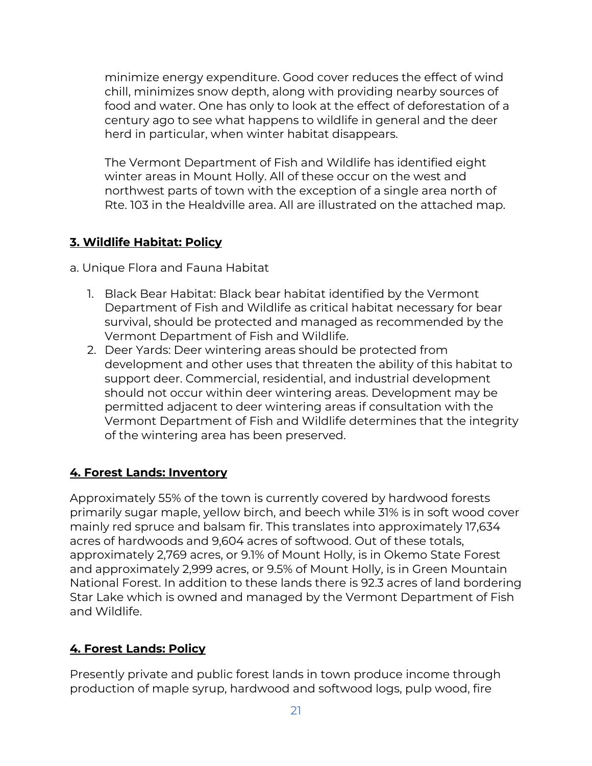minimize energy expenditure. Good cover reduces the effect of wind chill, minimizes snow depth, along with providing nearby sources of food and water. One has only to look at the effect of deforestation of a century ago to see what happens to wildlife in general and the deer herd in particular, when winter habitat disappears.

The Vermont Department of Fish and Wildlife has identified eight winter areas in Mount Holly. All of these occur on the west and northwest parts of town with the exception of a single area north of Rte. 103 in the Healdville area. All are illustrated on the attached map.

## **3. Wildlife Habitat: Policy**

a. Unique Flora and Fauna Habitat

1. Black Bear Habitat: Black bear habitat identified by the Vermont Department of Fish and Wildlife as critical habitat necessary for bear survival, should be protected and managed as recommended by the Vermont Department of Fish and Wildlife.
2. Deer Yards: Deer wintering areas should be protected from development and other uses that threaten the ability of this habitat to support deer. Commercial, residential, and industrial development should not occur within deer wintering areas. Development may be permitted adjacent to deer wintering areas if consultation with the Vermont Department of Fish and Wildlife determines that the integrity of the wintering area has been preserved.

## **4. Forest Lands: Inventory**

Approximately 55% of the town is currently covered by hardwood forests primarily sugar maple, yellow birch, and beech while 31% is in soft wood cover mainly red spruce and balsam fir. This translates into approximately 17,634 acres of hardwoods and 9,604 acres of softwood. Out of these totals, approximately 2,769 acres, or 9.1% of Mount Holly, is in Okemo State Forest and approximately 2,999 acres, or 9.5% of Mount Holly, is in Green Mountain National Forest. In addition to these lands there is 92.3 acres of land bordering Star Lake which is owned and managed by the Vermont Department of Fish and Wildlife.

## **4. Forest Lands: Policy**

Presently private and public forest lands in town produce income through production of maple syrup, hardwood and softwood logs, pulp wood, fire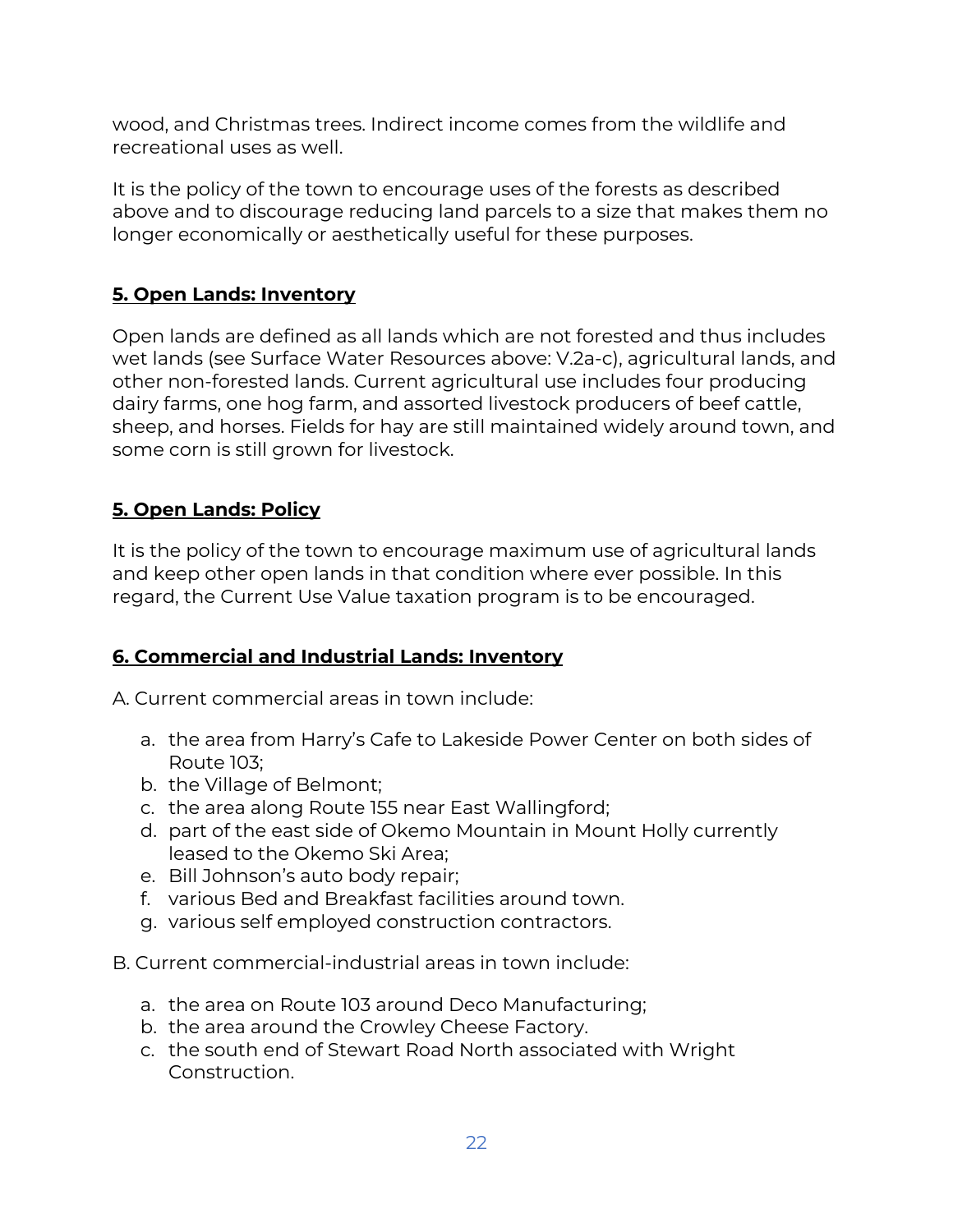wood, and Christmas trees. Indirect income comes from the wildlife and recreational uses as well.

It is the policy of the town to encourage uses of the forests as described above and to discourage reducing land parcels to a size that makes them no longer economically or aesthetically useful for these purposes.

### **5. Open Lands: Inventory**

Open lands are defined as all lands which are not forested and thus includes wet lands (see Surface Water Resources above: V.2a-c), agricultural lands, and other non-forested lands. Current agricultural use includes four producing dairy farms, one hog farm, and assorted livestock producers of beef cattle, sheep, and horses. Fields for hay are still maintained widely around town, and some corn is still grown for livestock.

### **5. Open Lands: Policy**

It is the policy of the town to encourage maximum use of agricultural lands and keep other open lands in that condition where ever possible. In this regard, the Current Use Value taxation program is to be encouraged.

### **6. Commercial and Industrial Lands: Inventory**

A. Current commercial areas in town include:

a. the area from Harry's Cafe to Lakeside Power Center on both sides of Route 103;
b. the Village of Belmont;
c. the area along Route 155 near East Wallingford;
d. part of the east side of Okemo Mountain in Mount Holly currently leased to the Okemo Ski Area;
e. Bill Johnson's auto body repair;
f. various Bed and Breakfast facilities around town.
g. various self employed construction contractors.

B. Current commercial-industrial areas in town include:

a. the area on Route 103 around Deco Manufacturing;
b. the area around the Crowley Cheese Factory.
c. the south end of Stewart Road North associated with Wright Construction.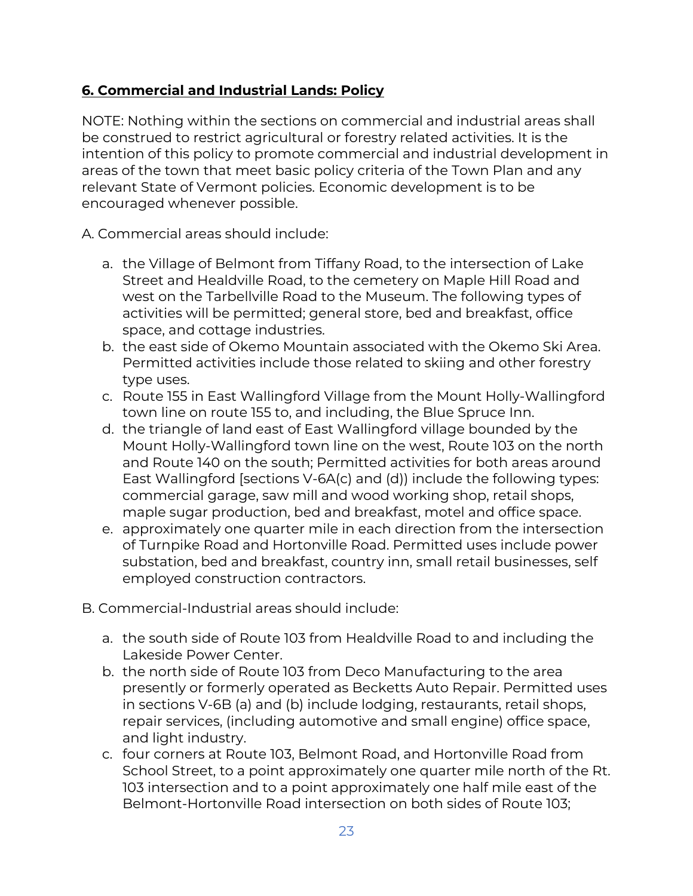## **6. Commercial and Industrial Lands: Policy**

NOTE: Nothing within the sections on commercial and industrial areas shall be construed to restrict agricultural or forestry related activities. It is the intention of this policy to promote commercial and industrial development in areas of the town that meet basic policy criteria of the Town Plan and any relevant State of Vermont policies. Economic development is to be encouraged whenever possible.

A. Commercial areas should include:

a. the Village of Belmont from Tiffany Road, to the intersection of Lake Street and Healdville Road, to the cemetery on Maple Hill Road and west on the Tarbellville Road to the Museum. The following types of activities will be permitted; general store, bed and breakfast, office space, and cottage industries.
b. the east side of Okemo Mountain associated with the Okemo Ski Area. Permitted activities include those related to skiing and other forestry type uses.
c. Route 155 in East Wallingford Village from the Mount Holly-Wallingford town line on route 155 to, and including, the Blue Spruce Inn.
d. the triangle of land east of East Wallingford village bounded by the Mount Holly-Wallingford town line on the west, Route 103 on the north and Route 140 on the south; Permitted activities for both areas around East Wallingford [sections V-6A(c) and (d)) include the following types: commercial garage, saw mill and wood working shop, retail shops, maple sugar production, bed and breakfast, motel and office space.
e. approximately one quarter mile in each direction from the intersection of Turnpike Road and Hortonville Road. Permitted uses include power substation, bed and breakfast, country inn, small retail businesses, self employed construction contractors.

B. Commercial-Industrial areas should include:

a. the south side of Route 103 from Healdville Road to and including the Lakeside Power Center.
b. the north side of Route 103 from Deco Manufacturing to the area presently or formerly operated as Becketts Auto Repair. Permitted uses in sections V-6B (a) and (b) include lodging, restaurants, retail shops, repair services, (including automotive and small engine) office space, and light industry.
c. four corners at Route 103, Belmont Road, and Hortonville Road from School Street, to a point approximately one quarter mile north of the Rt. 103 intersection and to a point approximately one half mile east of the Belmont-Hortonville Road intersection on both sides of Route 103;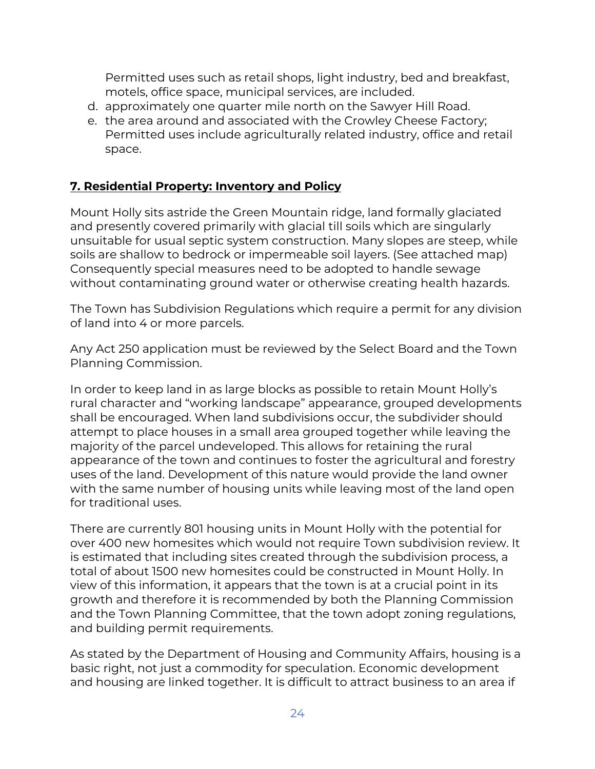Permitted uses such as retail shops, light industry, bed and breakfast, motels, office space, municipal services, are included.

d. approximately one quarter mile north on the Sawyer Hill Road.
e. the area around and associated with the Crowley Cheese Factory; Permitted uses include agriculturally related industry, office and retail space.

## **7. Residential Property: Inventory and Policy**

Mount Holly sits astride the Green Mountain ridge, land formally glaciated and presently covered primarily with glacial till soils which are singularly unsuitable for usual septic system construction. Many slopes are steep, while soils are shallow to bedrock or impermeable soil layers. (See attached map) Consequently special measures need to be adopted to handle sewage without contaminating ground water or otherwise creating health hazards.

The Town has Subdivision Regulations which require a permit for any division of land into 4 or more parcels.

Any Act 250 application must be reviewed by the Select Board and the Town Planning Commission.

In order to keep land in as large blocks as possible to retain Mount Holly's rural character and "working landscape" appearance, grouped developments shall be encouraged. When land subdivisions occur, the subdivider should attempt to place houses in a small area grouped together while leaving the majority of the parcel undeveloped. This allows for retaining the rural appearance of the town and continues to foster the agricultural and forestry uses of the land. Development of this nature would provide the land owner with the same number of housing units while leaving most of the land open for traditional uses.

There are currently 801 housing units in Mount Holly with the potential for over 400 new homesites which would not require Town subdivision review. It is estimated that including sites created through the subdivision process, a total of about 1500 new homesites could be constructed in Mount Holly. In view of this information, it appears that the town is at a crucial point in its growth and therefore it is recommended by both the Planning Commission and the Town Planning Committee, that the town adopt zoning regulations, and building permit requirements.

As stated by the Department of Housing and Community Affairs, housing is a basic right, not just a commodity for speculation. Economic development and housing are linked together. It is difficult to attract business to an area if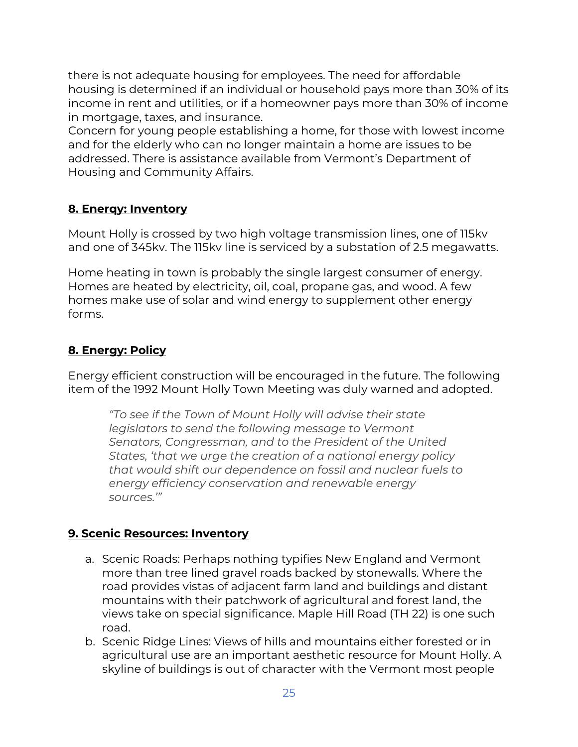there is not adequate housing for employees. The need for affordable housing is determined if an individual or household pays more than 30% of its income in rent and utilities, or if a homeowner pays more than 30% of income in mortgage, taxes, and insurance.
Concern for young people establishing a home, for those with lowest income and for the elderly who can no longer maintain a home are issues to be addressed. There is assistance available from Vermont's Department of Housing and Community Affairs.

## 8. Energy: Inventory

Mount Holly is crossed by two high voltage transmission lines, one of 115kv and one of 345kv. The 115kv line is serviced by a substation of 2.5 megawatts.

Home heating in town is probably the single largest consumer of energy. Homes are heated by electricity, oil, coal, propane gas, and wood. A few homes make use of solar and wind energy to supplement other energy forms.

## 8. Energy: Policy

Energy efficient construction will be encouraged in the future. The following item of the 1992 Mount Holly Town Meeting was duly warned and adopted.

> *"To see if the Town of Mount Holly will advise their state legislators to send the following message to Vermont Senators, Congressman, and to the President of the United States, 'that we urge the creation of a national energy policy that would shift our dependence on fossil and nuclear fuels to energy efficiency conservation and renewable energy sources.'"*

## 9. Scenic Resources: Inventory

a. Scenic Roads: Perhaps nothing typifies New England and Vermont more than tree lined gravel roads backed by stonewalls. Where the road provides vistas of adjacent farm land and buildings and distant mountains with their patchwork of agricultural and forest land, the views take on special significance. Maple Hill Road (TH 22) is one such road.
b. Scenic Ridge Lines: Views of hills and mountains either forested or in agricultural use are an important aesthetic resource for Mount Holly. A skyline of buildings is out of character with the Vermont most people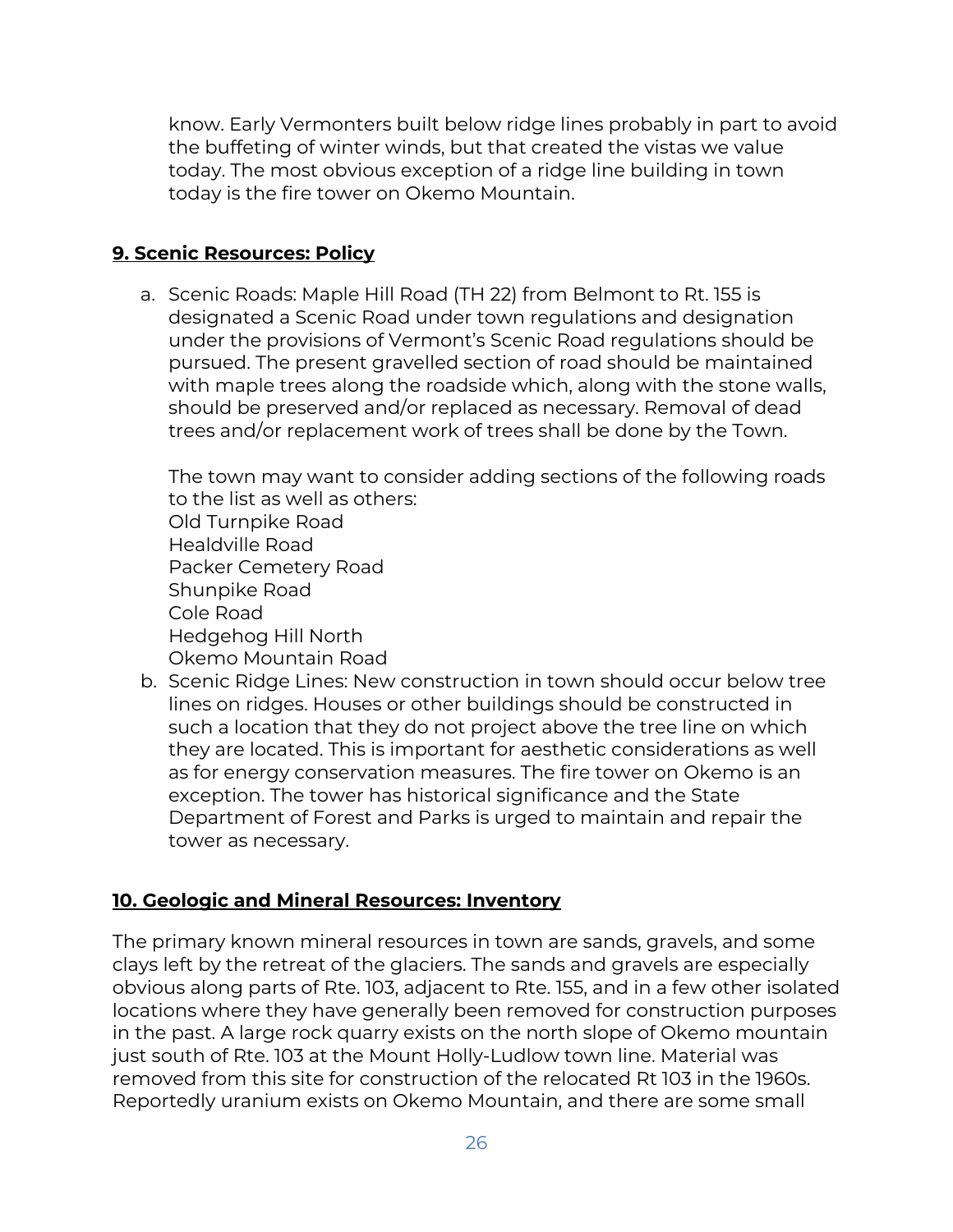know. Early Vermonters built below ridge lines probably in part to avoid the buffeting of winter winds, but that created the vistas we value today. The most obvious exception of a ridge line building in town today is the fire tower on Okemo Mountain.

## 9. Scenic Resources: Policy

a. Scenic Roads: Maple Hill Road (TH 22) from Belmont to Rt. 155 is designated a Scenic Road under town regulations and designation under the provisions of Vermont's Scenic Road regulations should be pursued. The present gravelled section of road should be maintained with maple trees along the roadside which, along with the stone walls, should be preserved and/or replaced as necessary. Removal of dead trees and/or replacement work of trees shall be done by the Town.

   The town may want to consider adding sections of the following roads to the list as well as others:
   Old Turnpike Road
   Healdville Road
   Packer Cemetery Road
   Shunpike Road
   Cole Road
   Hedgehog Hill North
   Okemo Mountain Road

b. Scenic Ridge Lines: New construction in town should occur below tree lines on ridges. Houses or other buildings should be constructed in such a location that they do not project above the tree line on which they are located. This is important for aesthetic considerations as well as for energy conservation measures. The fire tower on Okemo is an exception. The tower has historical significance and the State Department of Forest and Parks is urged to maintain and repair the tower as necessary.

## 10. Geologic and Mineral Resources: Inventory

The primary known mineral resources in town are sands, gravels, and some clays left by the retreat of the glaciers. The sands and gravels are especially obvious along parts of Rte. 103, adjacent to Rte. 155, and in a few other isolated locations where they have generally been removed for construction purposes in the past. A large rock quarry exists on the north slope of Okemo mountain just south of Rte. 103 at the Mount Holly-Ludlow town line. Material was removed from this site for construction of the relocated Rt 103 in the 1960s. Reportedly uranium exists on Okemo Mountain, and there are some small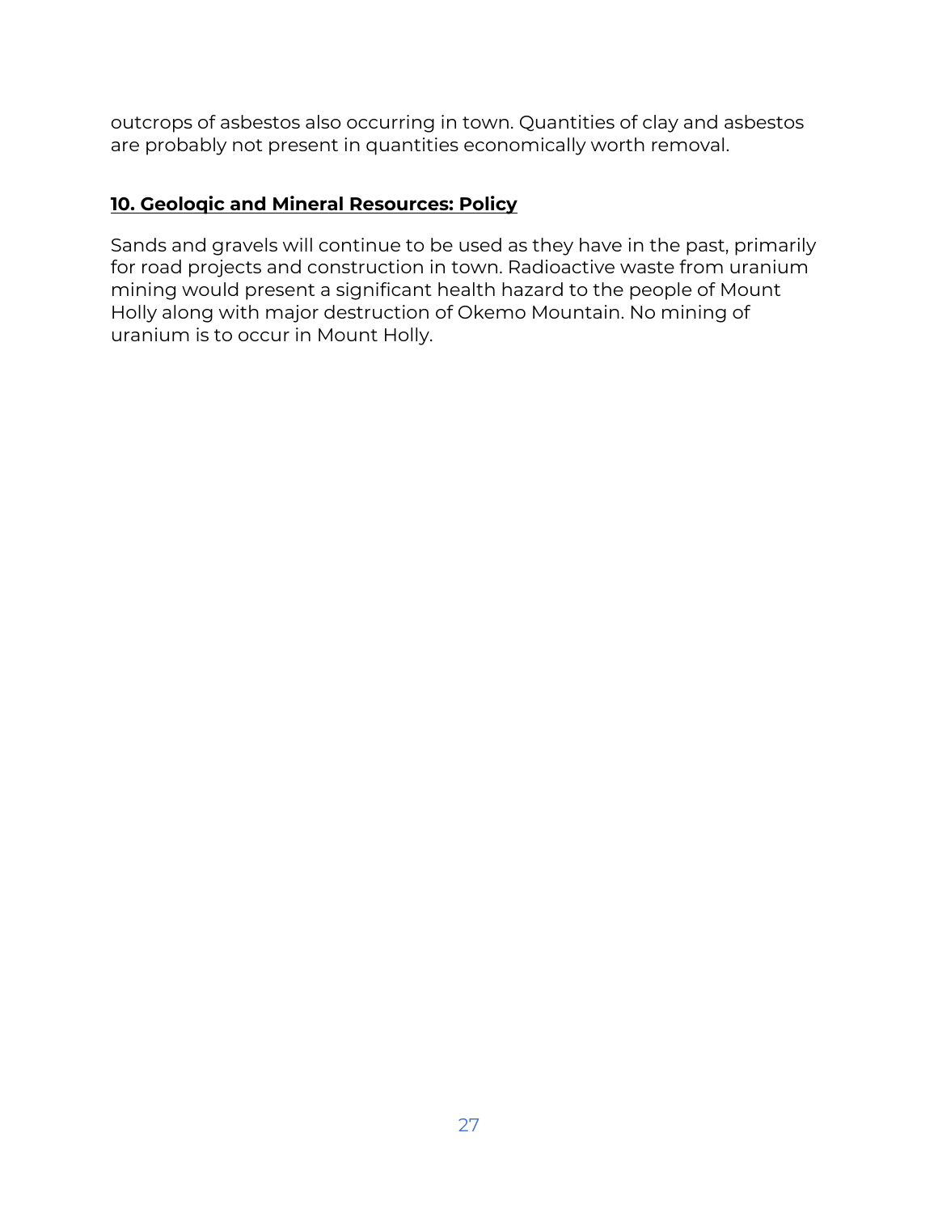outcrops of asbestos also occurring in town. Quantities of clay and asbestos are probably not present in quantities economically worth removal.

## **10. Geoloqic and Mineral Resources: Policy**

Sands and gravels will continue to be used as they have in the past, primarily for road projects and construction in town. Radioactive waste from uranium mining would present a significant health hazard to the people of Mount Holly along with major destruction of Okemo Mountain. No mining of uranium is to occur in Mount Holly.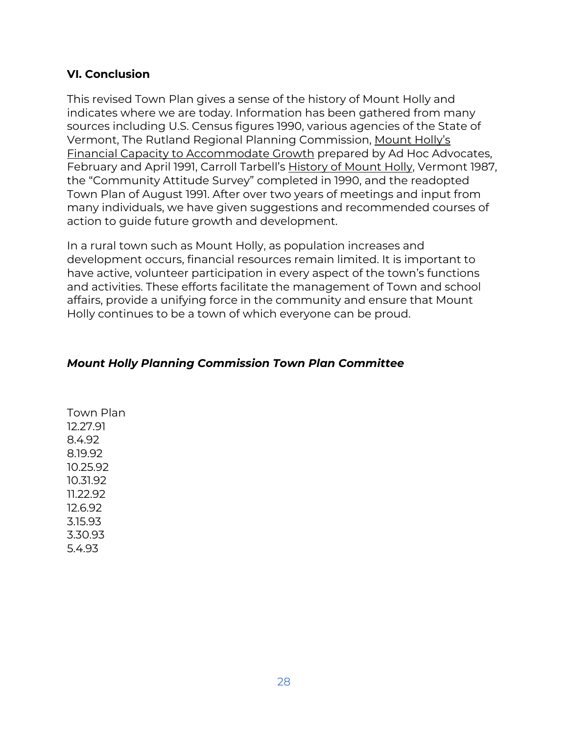## VI. Conclusion

This revised Town Plan gives a sense of the history of Mount Holly and indicates where we are today. Information has been gathered from many sources including U.S. Census figures 1990, various agencies of the State of Vermont, The Rutland Regional Planning Commission, Mount Holly's Financial Capacity to Accommodate Growth prepared by Ad Hoc Advocates, February and April 1991, Carroll Tarbell's History of Mount Holly, Vermont 1987, the "Community Attitude Survey" completed in 1990, and the readopted Town Plan of August 1991. After over two years of meetings and input from many individuals, we have given suggestions and recommended courses of action to guide future growth and development.

In a rural town such as Mount Holly, as population increases and development occurs, financial resources remain limited. It is important to have active, volunteer participation in every aspect of the town's functions and activities. These efforts facilitate the management of Town and school affairs, provide a unifying force in the community and ensure that Mount Holly continues to be a town of which everyone can be proud.

***Mount Holly Planning Commission Town Plan Committee***

Town Plan
12.27.91
8.4.92
8.19.92
10.25.92
10.31.92
11.22.92
12.6.92
3.15.93
3.30.93
5.4.93